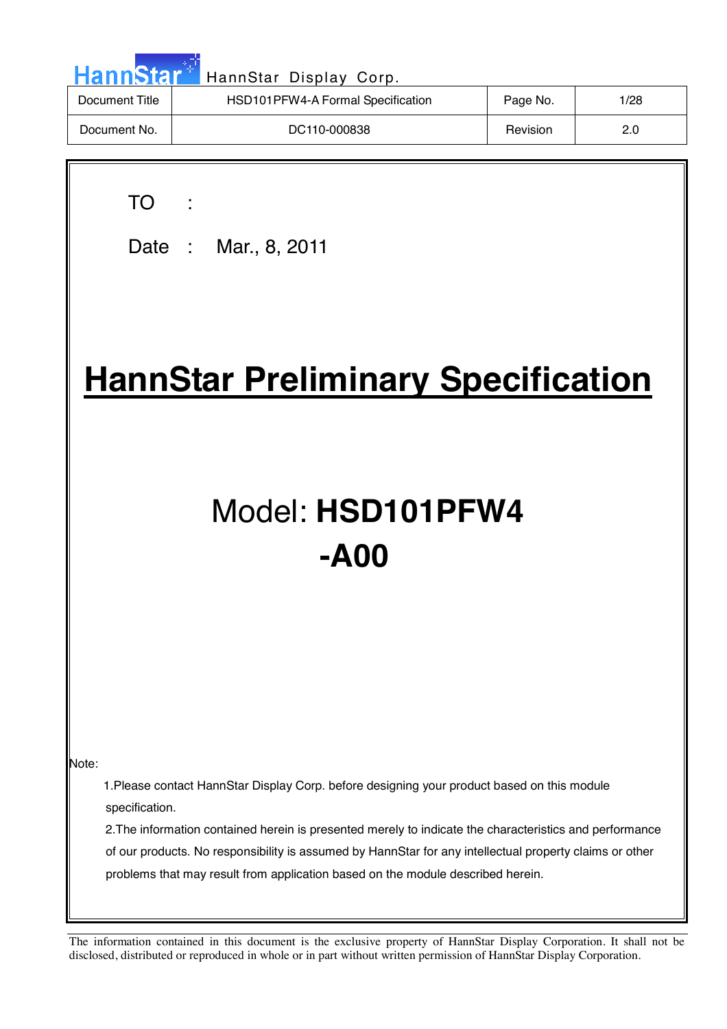HannStar Display Corp.

| Document Title | HSD101PFW4-A Formal Specification | Page No. | 1/28 |
|---|---|---|---|
| Document No. | DC110-000838 | Revision | 2.0 |

TO :

Date : Mar., 8, 2011

# HannStar Preliminary Specification

## Model: **HSD101PFW4-A00**

Note:

1.Please contact HannStar Display Corp. before designing your product based on this module specification.

2.The information contained herein is presented merely to indicate the characteristics and performance of our products. No responsibility is assumed by HannStar for any intellectual property claims or other problems that may result from application based on the module described herein.

The information contained in this document is the exclusive property of HannStar Display Corporation. It shall not be disclosed, distributed or reproduced in whole or in part without written permission of HannStar Display Corporation.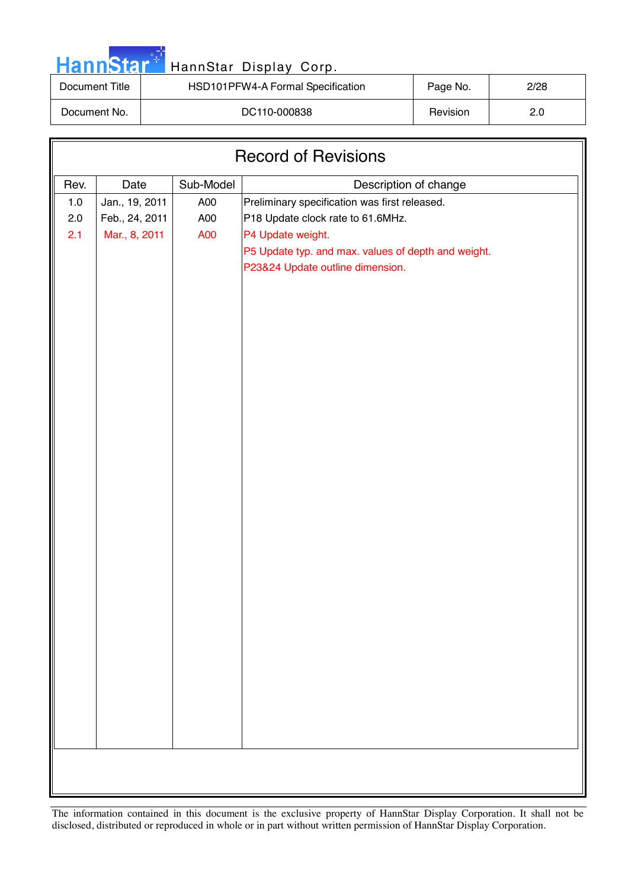# Record of Revisions

| Rev. | Date | Sub-Model | Description of change |
|---|---|---|---|
| 1.0 | Jan., 19, 2011 | A00 | Preliminary specification was first released. |
| 2.0 | Feb., 24, 2011 | A00 | P18 Update clock rate to 61.6MHz. |
| 2.1 | Mar., 8, 2011 | A00 | P4 Update weight.<br>P5 Update typ. and max. values of depth and weight.<br>P23&24 Update outline dimension. |

The information contained in this document is the exclusive property of HannStar Display Corporation. It shall not be disclosed, distributed or reproduced in whole or in part without written permission of HannStar Display Corporation.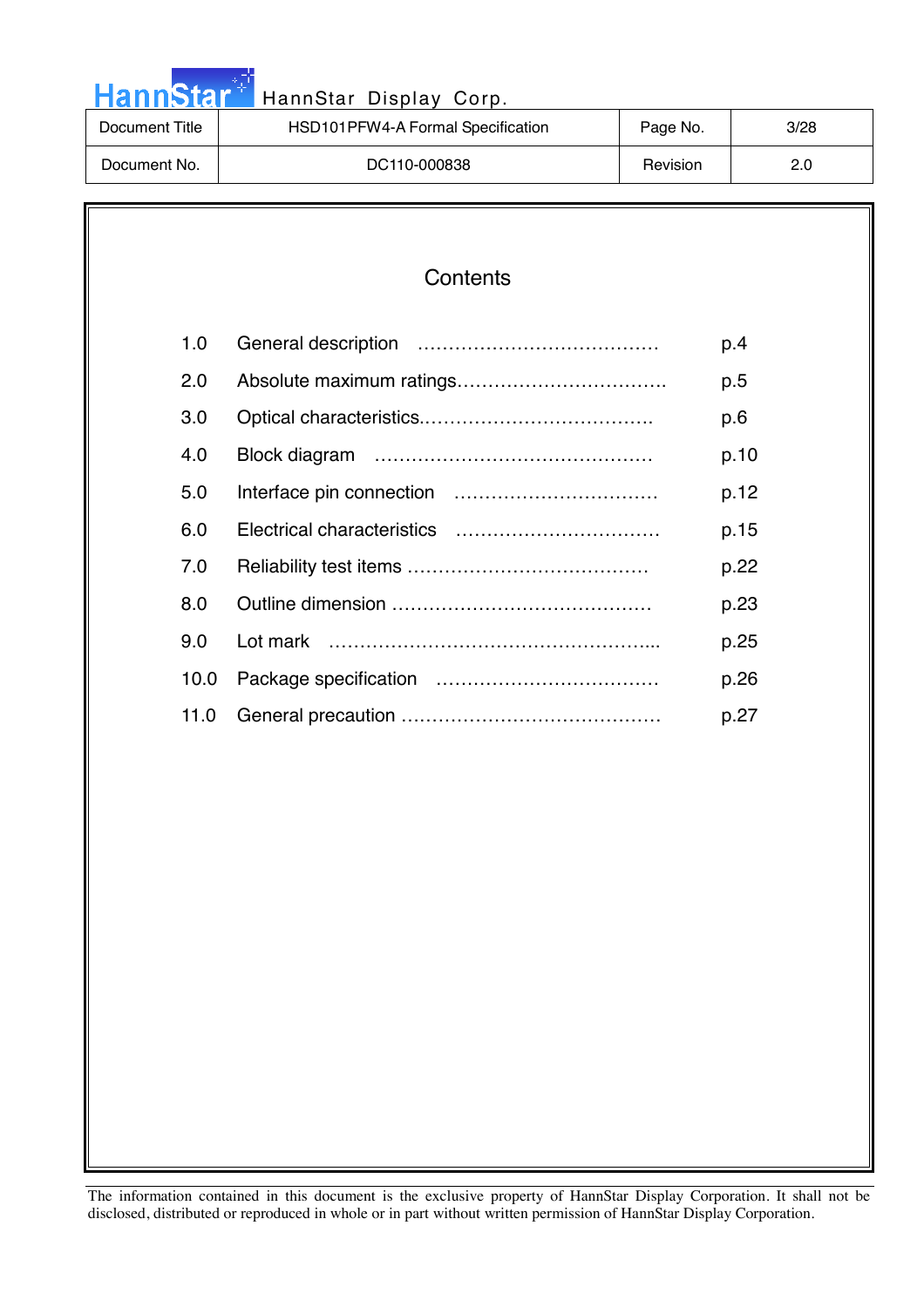# Contents

| | | |
|---|---|---|
| 1.0 | General description ………………………………… | p.4 |
| 2.0 | Absolute maximum ratings……………………………. | p.5 |
| 3.0 | Optical characteristics.………………………………. | p.6 |
| 4.0 | Block diagram ……………………………………… | p.10 |
| 5.0 | Interface pin connection …………………………… | p.12 |
| 6.0 | Electrical characteristics …………………………… | p.15 |
| 7.0 | Reliability test items ………………………………… | p.22 |
| 8.0 | Outline dimension …………………………………… | p.23 |
| 9.0 | Lot mark ……………………………………………... | p.25 |
| 10.0 | Package specification ……………………………… | p.26 |
| 11.0 | General precaution …………………………………… | p.27 |

The information contained in this document is the exclusive property of HannStar Display Corporation. It shall not be disclosed, distributed or reproduced in whole or in part without written permission of HannStar Display Corporation.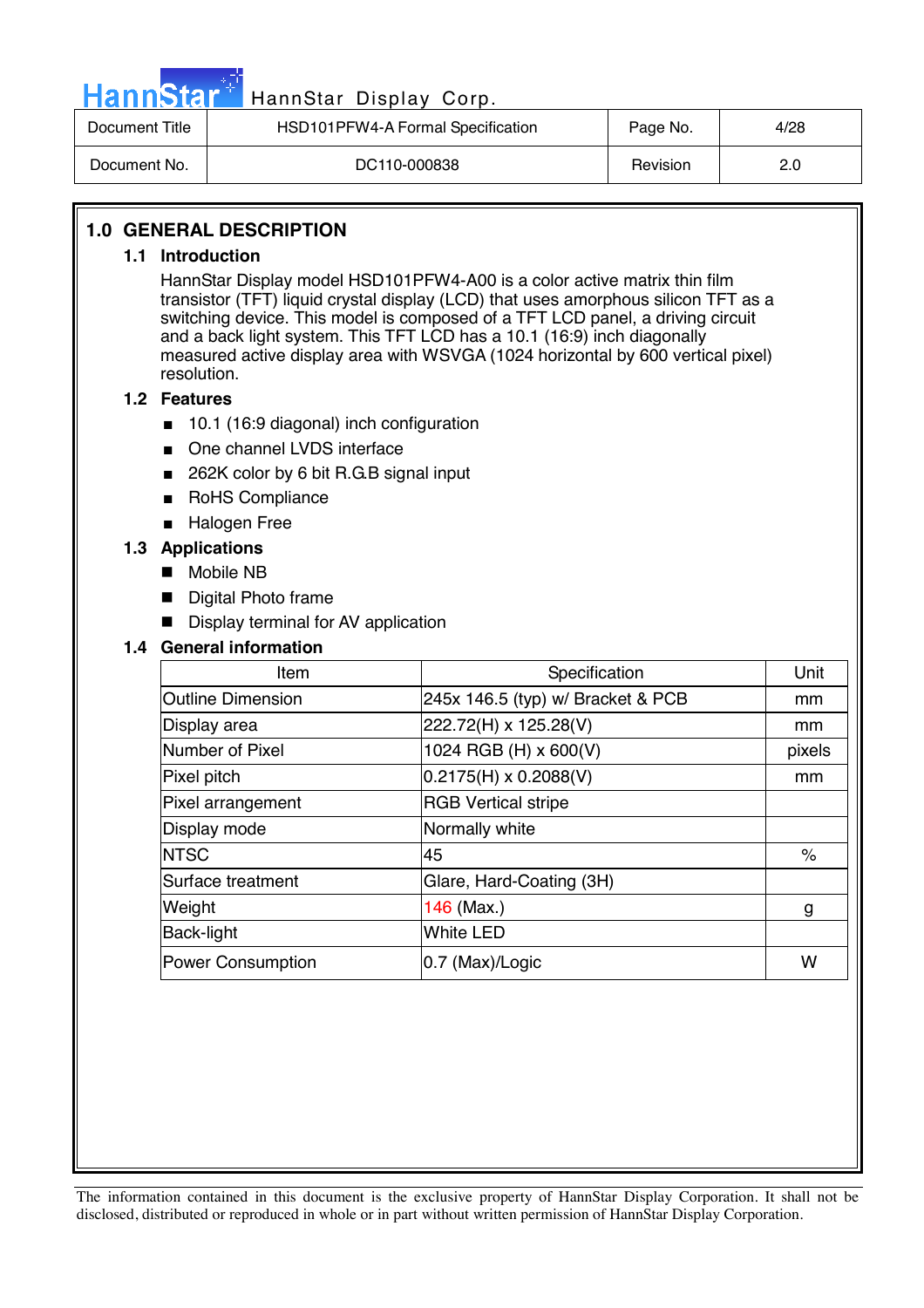## 1.0 GENERAL DESCRIPTION

### 1.1 Introduction

HannStar Display model HSD101PFW4-A00 is a color active matrix thin film transistor (TFT) liquid crystal display (LCD) that uses amorphous silicon TFT as a switching device. This model is composed of a TFT LCD panel, a driving circuit and a back light system. This TFT LCD has a 10.1 (16:9) inch diagonally measured active display area with WSVGA (1024 horizontal by 600 vertical pixel) resolution.

### 1.2 Features

- 10.1 (16:9 diagonal) inch configuration
- One channel LVDS interface
- 262K color by 6 bit R.G.B signal input
- RoHS Compliance
- Halogen Free

### 1.3 Applications

- Mobile NB
- Digital Photo frame
- Display terminal for AV application

### 1.4 General information

| Item | Specification | Unit |
|---|---|---|
| Outline Dimension | 245x 146.5 (typ) w/ Bracket & PCB | mm |
| Display area | 222.72(H) x 125.28(V) | mm |
| Number of Pixel | 1024 RGB (H) x 600(V) | pixels |
| Pixel pitch | 0.2175(H) x 0.2088(V) | mm |
| Pixel arrangement | RGB Vertical stripe | |
| Display mode | Normally white | |
| NTSC | 45 | % |
| Surface treatment | Glare, Hard-Coating (3H) | |
| Weight | 146 (Max.) | g |
| Back-light | White LED | |
| Power Consumption | 0.7 (Max)/Logic | W |

The information contained in this document is the exclusive property of HannStar Display Corporation. It shall not be disclosed, distributed or reproduced in whole or in part without written permission of HannStar Display Corporation.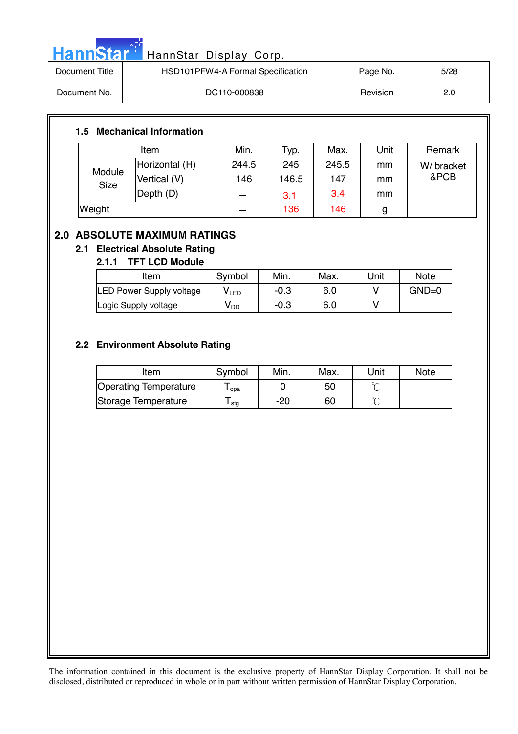### 1.5 Mechanical Information

| Item | | Min. | Typ. | Max. | Unit | Remark |
|---|---|---|---|---|---|---|
| Module Size | Horizontal (H) | 244.5 | 245 | 245.5 | mm | W/ bracket &PCB |
| | Vertical (V) | 146 | 146.5 | 147 | mm | |
| | Depth (D) | — | 3.1 | 3.4 | mm | |
| Weight | | — | 136 | 146 | g | |

## 2.0 ABSOLUTE MAXIMUM RATINGS

### 2.1 Electrical Absolute Rating

#### 2.1.1 TFT LCD Module

| Item | Symbol | Min. | Max. | Unit | Note |
|---|---|---|---|---|---|
| LED Power Supply voltage | $V_{LED}$ | -0.3 | 6.0 | V | GND=0 |
| Logic Supply voltage | $V_{DD}$ | -0.3 | 6.0 | V | |

### 2.2 Environment Absolute Rating

| Item | Symbol | Min. | Max. | Unit | Note |
|---|---|---|---|---|---|
| Operating Temperature | $T_{opa}$ | 0 | 50 | ℃ | |
| Storage Temperature | $T_{stg}$ | -20 | 60 | ℃ | |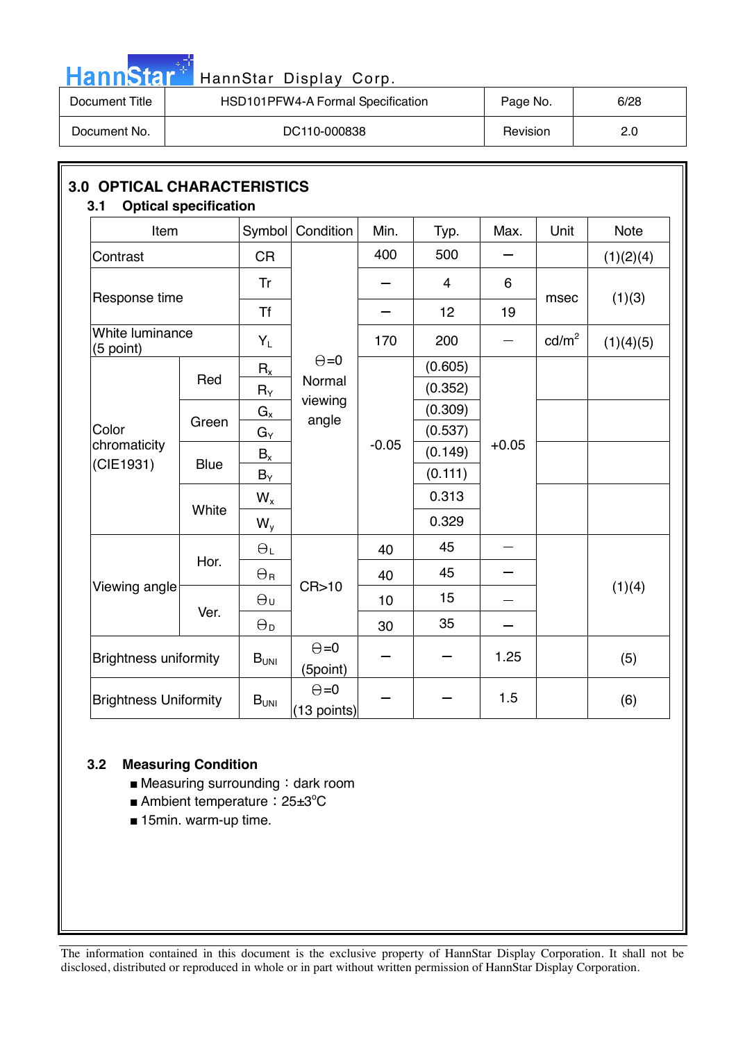## 3.0 OPTICAL CHARACTERISTICS

### 3.1 Optical specification

| Item | | Symbol | Condition | Min. | Typ. | Max. | Unit | Note |
|---|---|---|---|---|---|---|---|---|
| Contrast | | CR | ⊖=0 Normal viewing angle | 400 | 500 | – | | (1)(2)(4) |
| Response time | | Tr | | – | 4 | 6 | msec | (1)(3) |
| | | Tf | | – | 12 | 19 | | |
| White luminance (5 point) | | $Y_L$ | | 170 | 200 | – | cd/m$^2$ | (1)(4)(5) |
| Color chromaticity (CIE1931) | Red | $R_x$ | | -0.05 | (0.605) | +0.05 | | |
| | | $R_Y$ | | | (0.352) | | | |
| | Green | $G_x$ | | | (0.309) | | | |
| | | $G_Y$ | | | (0.537) | | | |
| | Blue | $B_x$ | | | (0.149) | | | |
| | | $B_Y$ | | | (0.111) | | | |
| | White | $W_x$ | | | 0.313 | | | |
| | | $W_y$ | | | 0.329 | | | |
| Viewing angle | Hor. | $\theta_L$ | CR>10 | 40 | 45 | – | | (1)(4) |
| | | $\theta_R$ | | 40 | 45 | – | | |
| | Ver. | $\theta_U$ | | 10 | 15 | – | | |
| | | $\theta_D$ | | 30 | 35 | – | | |
| Brightness uniformity | | $B_{UNI}$ | ⊖=0 (5point) | – | – | 1.25 | | (5) |
| Brightness Uniformity | | $B_{UNI}$ | ⊖=0 (13 points) | – | – | 1.5 | | (6) |

### 3.2 Measuring Condition

- Measuring surrounding：dark room
- Ambient temperature：25±3°C
- 15min. warm-up time.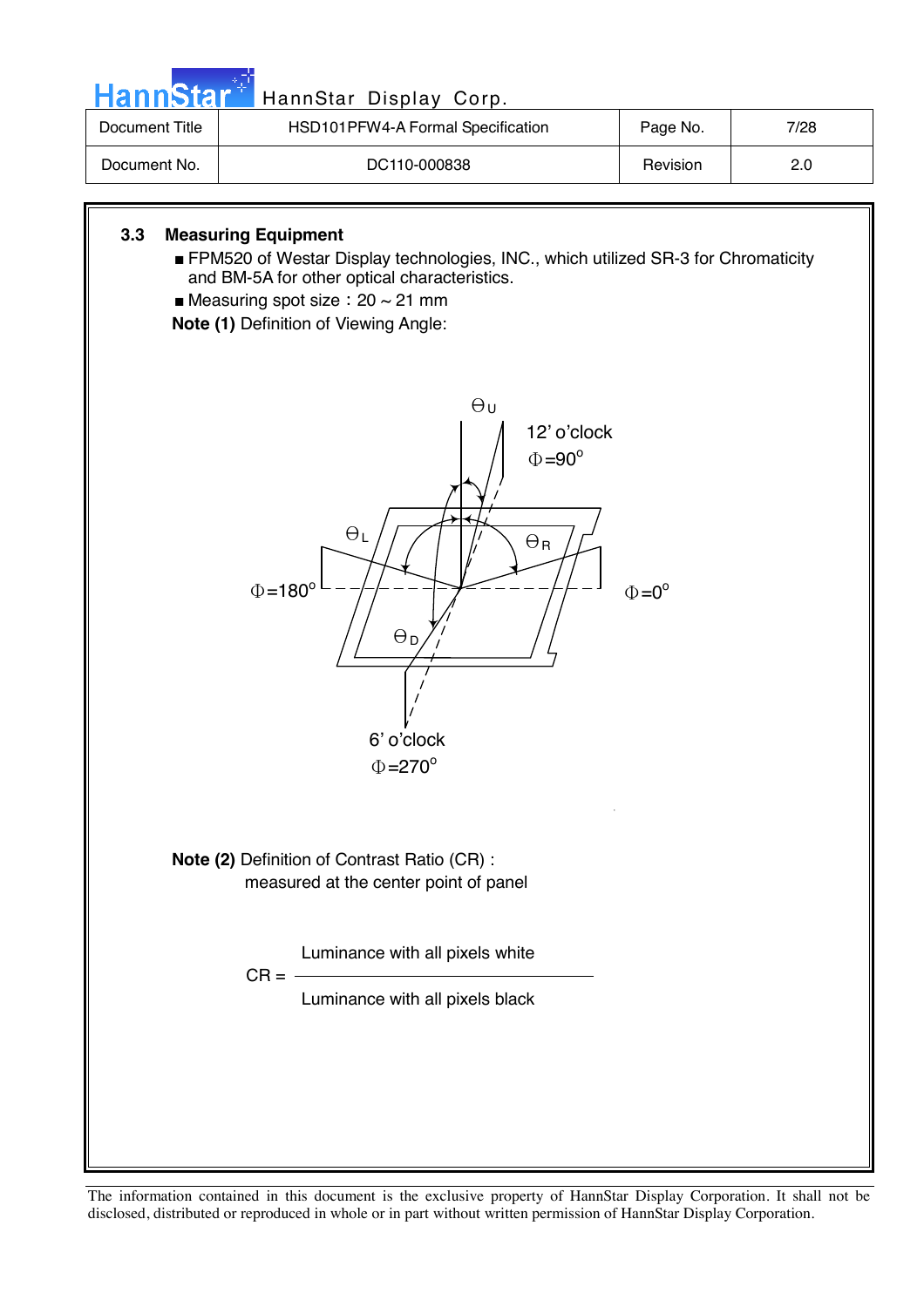### 3.3 Measuring Equipment

- FPM520 of Westar Display technologies, INC., which utilized SR-3 for Chromaticity and BM-5A for other optical characteristics.
- Measuring spot size：20 ~ 21 mm

**Note (1)** Definition of Viewing Angle:

$\Theta_U$

12' o'clock
$\Phi$=90°

$\Theta_L$ $\Theta_R$

$\Phi$=180° $\Phi$=0°

$\Theta_D$

6' o'clock
$\Phi$=270°

**Note (2)** Definition of Contrast Ratio (CR) :
measured at the center point of panel

$$CR = \frac{\text{Luminance with all pixels white}}{\text{Luminance with all pixels black}}$$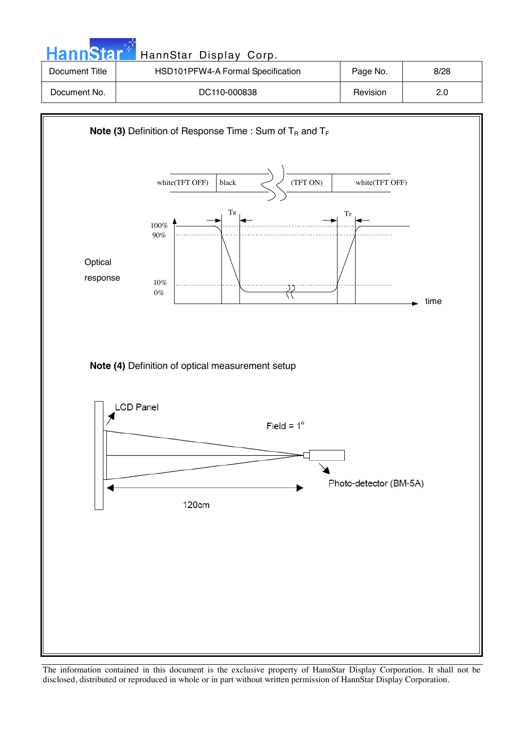**Note (3)** Definition of Response Time : Sum of $T_R$ and $T_F$

white(TFT OFF) | black | (TFT ON) | white(TFT OFF)

$T_R$ $T_F$

100%
90%

Optical response

10%
0%

time

**Note (4)** Definition of optical measurement setup

LCD Panel

Field = 1°

Photo-detector (BM-5A)

120cm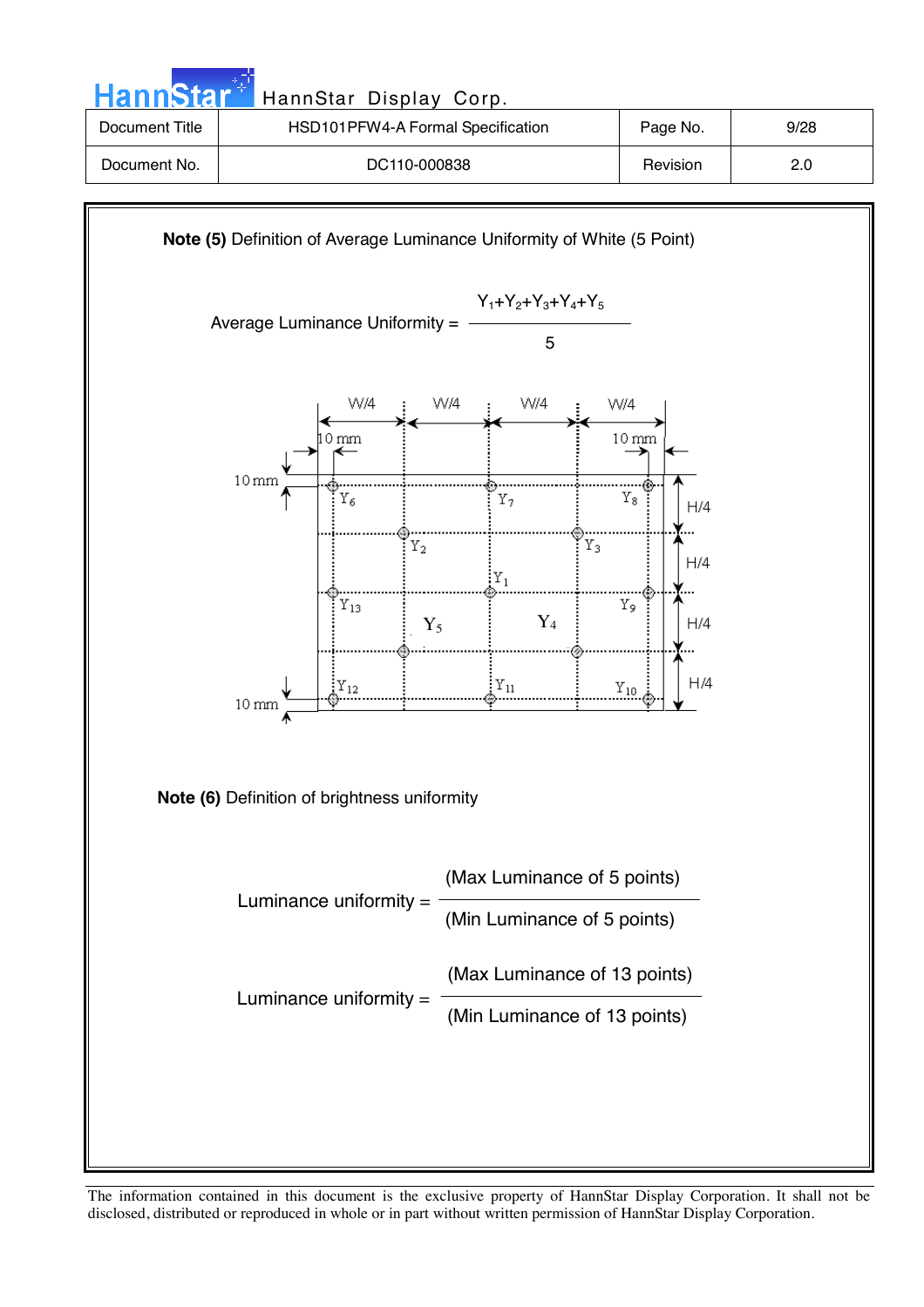**Note (5)** Definition of Average Luminance Uniformity of White (5 Point)

$$\text{Average Luminance Uniformity} = \frac{Y_1+Y_2+Y_3+Y_4+Y_5}{5}$$

**Note (6)** Definition of brightness uniformity

$$\text{Luminance uniformity} = \frac{\text{(Max Luminance of 5 points)}}{\text{(Min Luminance of 5 points)}}$$

$$\text{Luminance uniformity} = \frac{\text{(Max Luminance of 13 points)}}{\text{(Min Luminance of 13 points)}}$$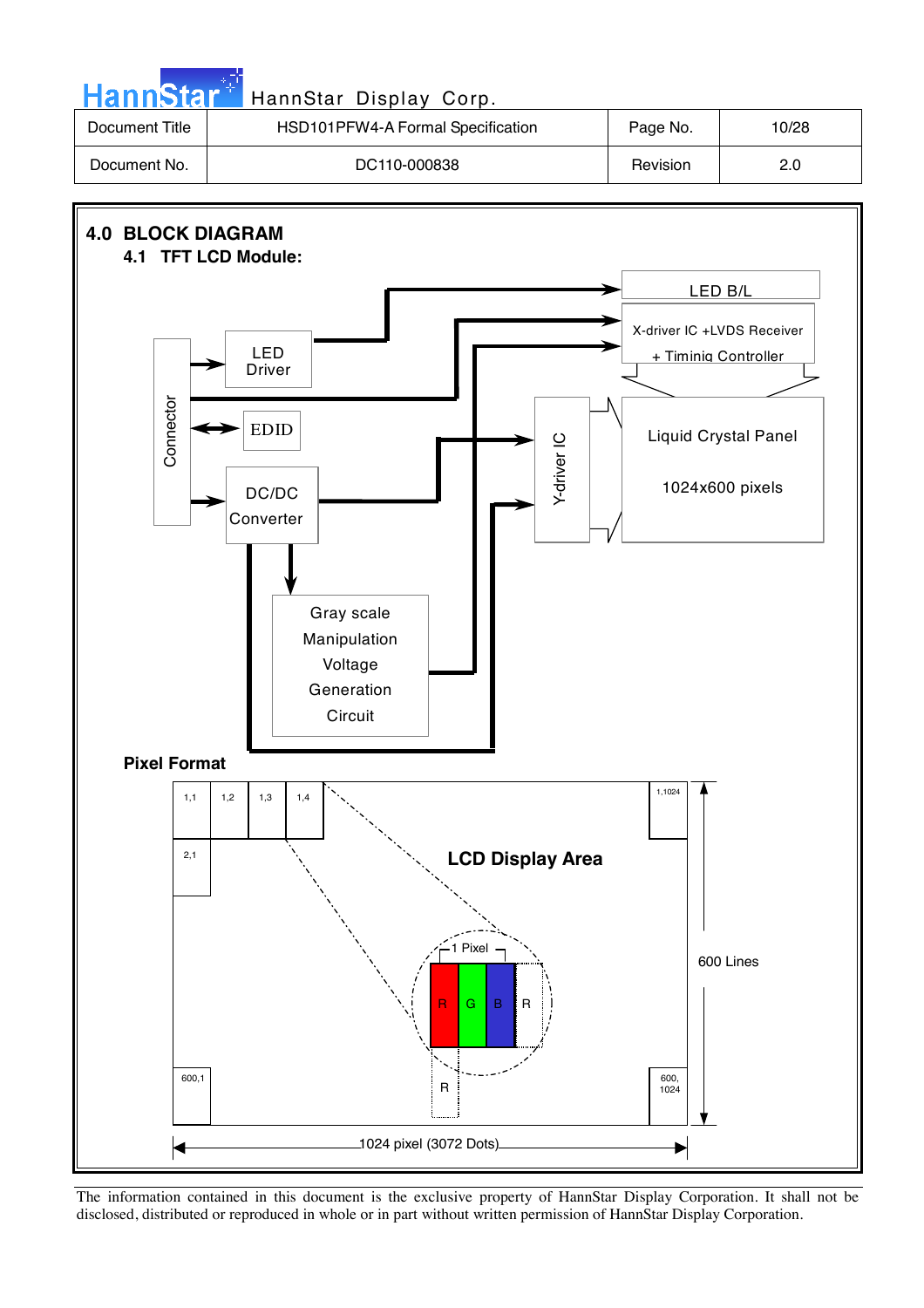# 4.0 BLOCK DIAGRAM

## 4.1 TFT LCD Module:

Connector

LED Driver

EDID

DC/DC Converter

Gray scale Manipulation Voltage Generation Circuit

LED B/L

X-driver IC +LVDS Receiver + Timinig Controller

Y-driver IC

Liquid Crystal Panel

1024x600 pixels

**Pixel Format**

1,1 1,2 1,3 1,4 1,1024

2,1

**LCD Display Area**

1 Pixel

R G B R

R

600,1 600, 1024

600 Lines

1024 pixel (3072 Dots)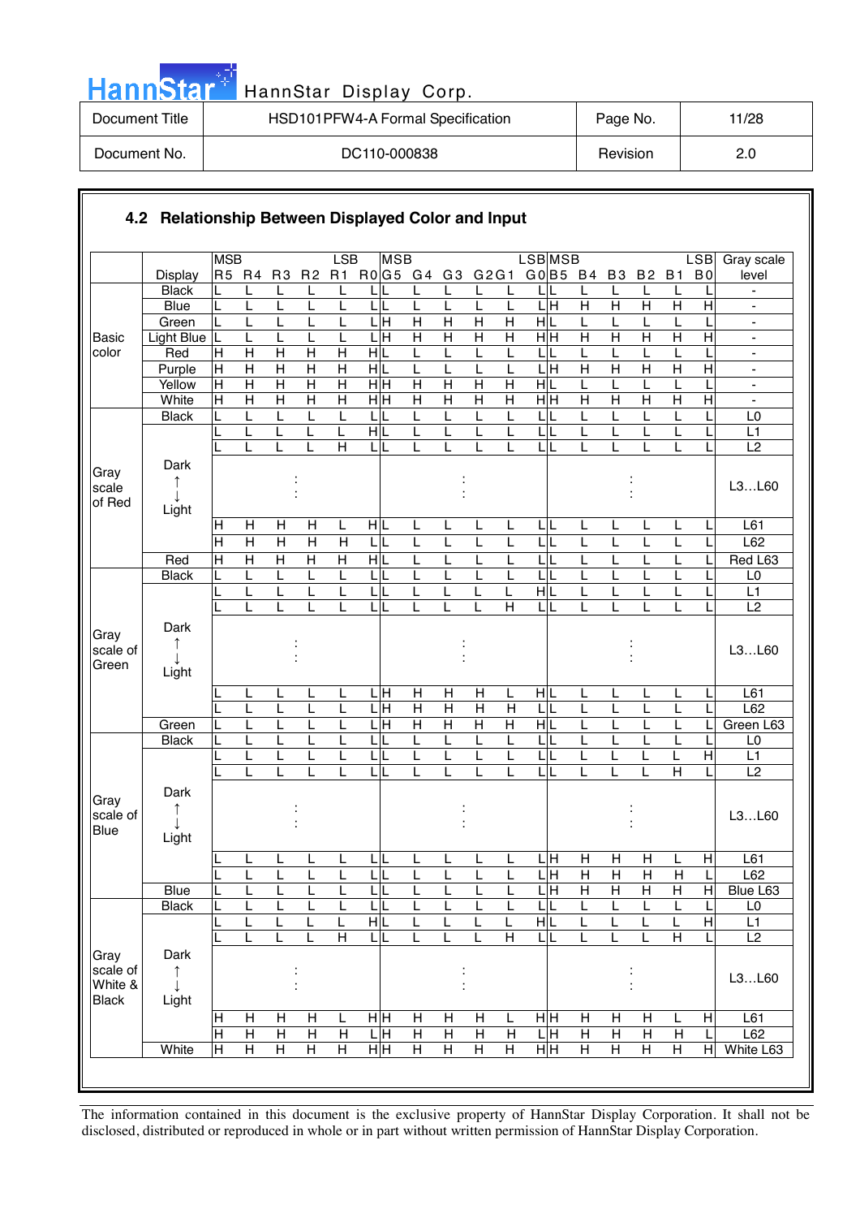## 4.2 Relationship Between Displayed Color and Input

| | Display | R5 (MSB) | R4 | R3 | R2 | R1 | R0 (LSB) | G5 (MSB) | G4 | G3 | G2 | G1 | G0 (LSB) | B5 (MSB) | B4 | B3 | B2 | B1 | B0 (LSB) | Gray scale level |
|---|---|---|---|---|---|---|---|---|---|---|---|---|---|---|---|---|---|---|---|---|
| Basic color | Black | L | L | L | L | L | L | L | L | L | L | L | L | L | L | L | L | L | L | - |
| | Blue | L | L | L | L | L | L | L | L | L | L | L | L | H | H | H | H | H | H | - |
| | Green | L | L | L | L | L | L | H | H | H | H | H | H | L | L | L | L | L | L | - |
| | Light Blue | L | L | L | L | L | L | H | H | H | H | H | H | H | H | H | H | H | H | - |
| | Red | H | H | H | H | H | H | L | L | L | L | L | L | L | L | L | L | L | L | - |
| | Purple | H | H | H | H | H | H | L | L | L | L | L | L | H | H | H | H | H | H | - |
| | Yellow | H | H | H | H | H | H | H | H | H | H | H | H | L | L | L | L | L | L | - |
| | White | H | H | H | H | H | H | H | H | H | H | H | H | H | H | H | H | H | H | - |
| Gray scale of Red | Black | L | L | L | L | L | L | L | L | L | L | L | L | L | L | L | L | L | L | L0 |
| | | L | L | L | L | L | H | L | L | L | L | L | L | L | L | L | L | L | L | L1 |
| | | L | L | L | L | H | L | L | L | L | L | L | L | L | L | L | L | L | L | L2 |
| | Dark ↑ ↓ Light | | | : | | | | | | : | | | | | | : | | | | L3…L60 |
| | | H | H | H | H | L | H | L | L | L | L | L | L | L | L | L | L | L | L | L61 |
| | | H | H | H | H | H | L | L | L | L | L | L | L | L | L | L | L | L | L | L62 |
| | Red | H | H | H | H | H | H | L | L | L | L | L | L | L | L | L | L | L | L | Red L63 |
| Gray scale of Green | Black | L | L | L | L | L | L | L | L | L | L | L | L | L | L | L | L | L | L | L0 |
| | | L | L | L | L | L | L | L | L | L | L | L | H | L | L | L | L | L | L | L1 |
| | | L | L | L | L | L | L | L | L | L | L | H | L | L | L | L | L | L | L | L2 |
| | Dark ↑ ↓ Light | | | : | | | | | | : | | | | | | : | | | | L3…L60 |
| | | L | L | L | L | L | L | H | H | H | H | L | H | L | L | L | L | L | L | L61 |
| | | L | L | L | L | L | L | H | H | H | H | H | L | L | L | L | L | L | L | L62 |
| | Green | L | L | L | L | L | L | H | H | H | H | H | H | L | L | L | L | L | L | Green L63 |
| Gray scale of Blue | Black | L | L | L | L | L | L | L | L | L | L | L | L | L | L | L | L | L | L | L0 |
| | | L | L | L | L | L | L | L | L | L | L | L | L | L | L | L | L | L | H | L1 |
| | | L | L | L | L | L | L | L | L | L | L | L | L | L | L | L | L | H | L | L2 |
| | Dark ↑ ↓ Light | | | : | | | | | | : | | | | | | : | | | | L3…L60 |
| | | L | L | L | L | L | L | L | L | L | L | L | L | H | H | H | H | L | H | L61 |
| | | L | L | L | L | L | L | L | L | L | L | L | L | H | H | H | H | H | L | L62 |
| | Blue | L | L | L | L | L | L | L | L | L | L | L | L | H | H | H | H | H | H | Blue L63 |
| Gray scale of White & Black | Black | L | L | L | L | L | L | L | L | L | L | L | L | L | L | L | L | L | L | L0 |
| | | L | L | L | L | L | H | L | L | L | L | L | H | L | L | L | L | L | H | L1 |
| | | L | L | L | L | H | L | L | L | L | L | H | L | L | L | L | L | H | L | L2 |
| | Dark ↑ ↓ Light | | | : | | | | | | : | | | | | | : | | | | L3…L60 |
| | | H | H | H | H | L | H | H | H | H | H | L | H | H | H | H | H | L | H | L61 |
| | | H | H | H | H | H | L | H | H | H | H | H | L | H | H | H | H | H | L | L62 |
| | White | H | H | H | H | H | H | H | H | H | H | H | H | H | H | H | H | H | H | White L63 |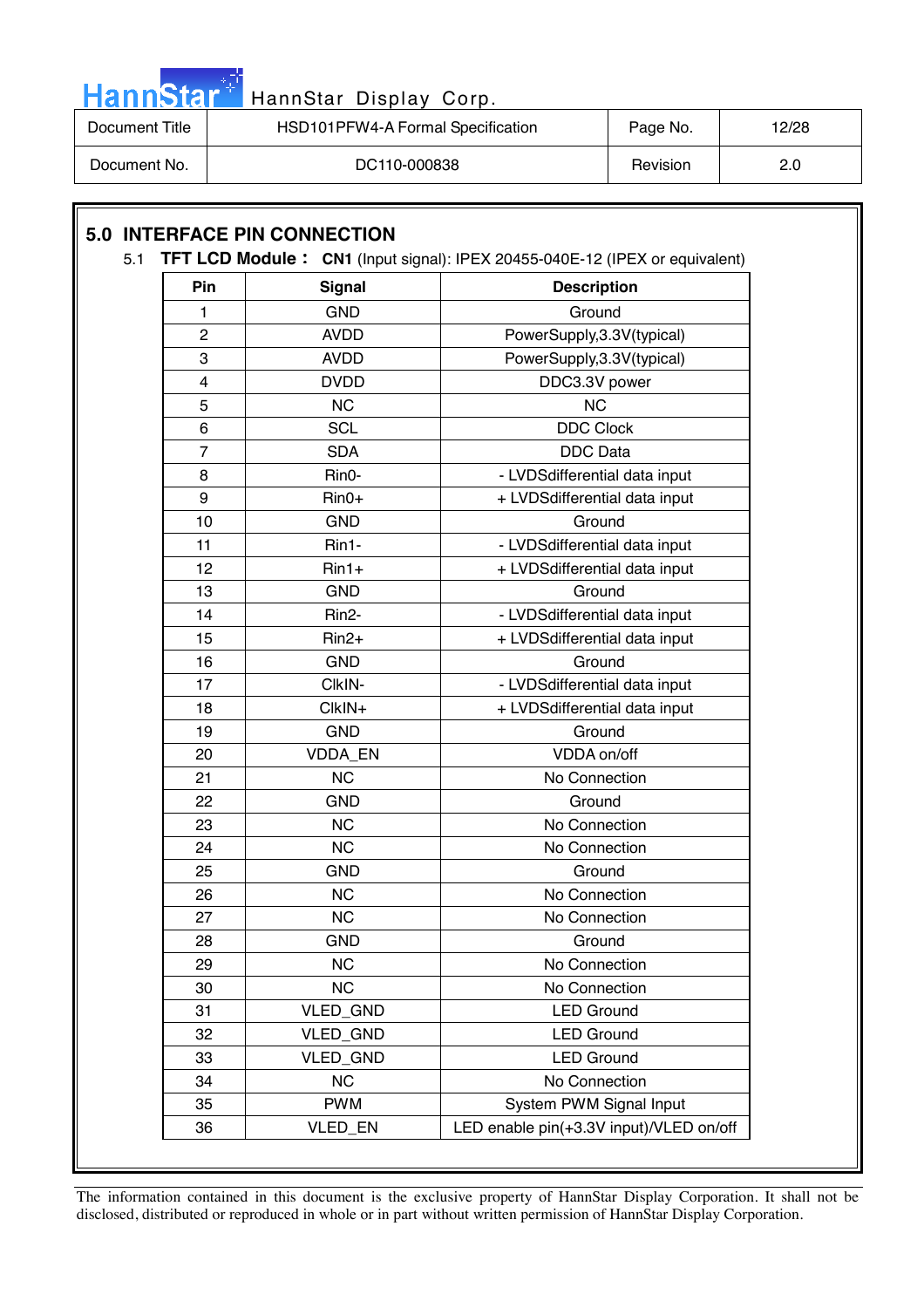## 5.0 INTERFACE PIN CONNECTION

5.1 **TFT LCD Module：** **CN1** (Input signal): IPEX 20455-040E-12 (IPEX or equivalent)

| Pin | Signal | Description |
|---|---|---|
| 1 | GND | Ground |
| 2 | AVDD | PowerSupply,3.3V(typical) |
| 3 | AVDD | PowerSupply,3.3V(typical) |
| 4 | DVDD | DDC3.3V power |
| 5 | NC | NC |
| 6 | SCL | DDC Clock |
| 7 | SDA | DDC Data |
| 8 | Rin0- | - LVDSdifferential data input |
| 9 | Rin0+ | + LVDSdifferential data input |
| 10 | GND | Ground |
| 11 | Rin1- | - LVDSdifferential data input |
| 12 | Rin1+ | + LVDSdifferential data input |
| 13 | GND | Ground |
| 14 | Rin2- | - LVDSdifferential data input |
| 15 | Rin2+ | + LVDSdifferential data input |
| 16 | GND | Ground |
| 17 | ClkIN- | - LVDSdifferential data input |
| 18 | ClkIN+ | + LVDSdifferential data input |
| 19 | GND | Ground |
| 20 | VDDA_EN | VDDA on/off |
| 21 | NC | No Connection |
| 22 | GND | Ground |
| 23 | NC | No Connection |
| 24 | NC | No Connection |
| 25 | GND | Ground |
| 26 | NC | No Connection |
| 27 | NC | No Connection |
| 28 | GND | Ground |
| 29 | NC | No Connection |
| 30 | NC | No Connection |
| 31 | VLED_GND | LED Ground |
| 32 | VLED_GND | LED Ground |
| 33 | VLED_GND | LED Ground |
| 34 | NC | No Connection |
| 35 | PWM | System PWM Signal Input |
| 36 | VLED_EN | LED enable pin(+3.3V input)/VLED on/off |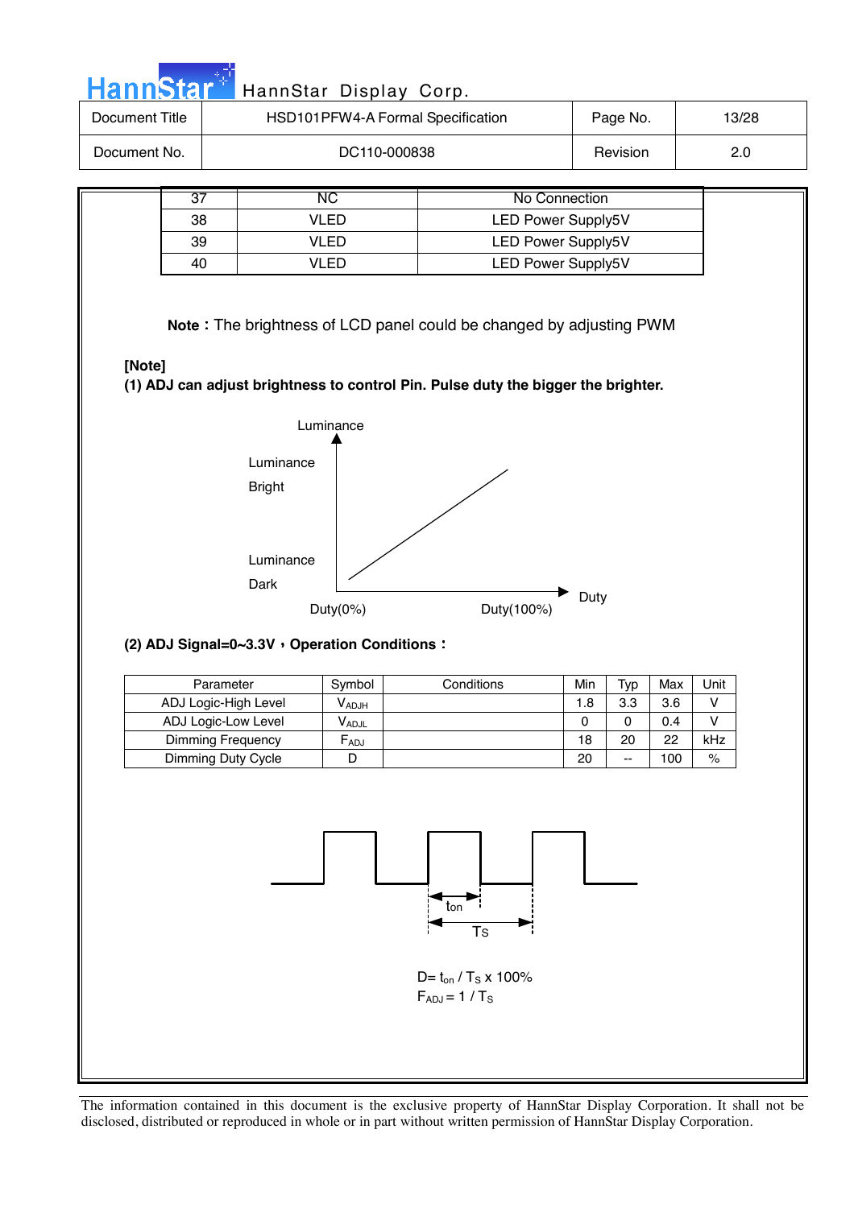| 37 | NC | No Connection |
|---|---|---|
| 38 | VLED | LED Power Supply5V |
| 39 | VLED | LED Power Supply5V |
| 40 | VLED | LED Power Supply5V |

**Note :** The brightness of LCD panel could be changed by adjusting PWM

**[Note]**

**(1) ADJ can adjust brightness to control Pin. Pulse duty the bigger the brighter.**

Luminance

Luminance Bright

Luminance Dark

Duty(0%) Duty(100%) Duty

**(2) ADJ Signal=0~3.3V › Operation Conditions :**

| Parameter | Symbol | Conditions | Min | Typ | Max | Unit |
|---|---|---|---|---|---|---|
| ADJ Logic-High Level | $V_{ADJH}$ | | 1.8 | 3.3 | 3.6 | V |
| ADJ Logic-Low Level | $V_{ADJL}$ | | 0 | 0 | 0.4 | V |
| Dimming Frequency | $F_{ADJ}$ | | 18 | 20 | 22 | kHz |
| Dimming Duty Cycle | D | | 20 | -- | 100 | % |

$t_{on}$

$T_S$

$D= t_{on} / T_S \times 100\%$

$F_{ADJ} = 1 / T_S$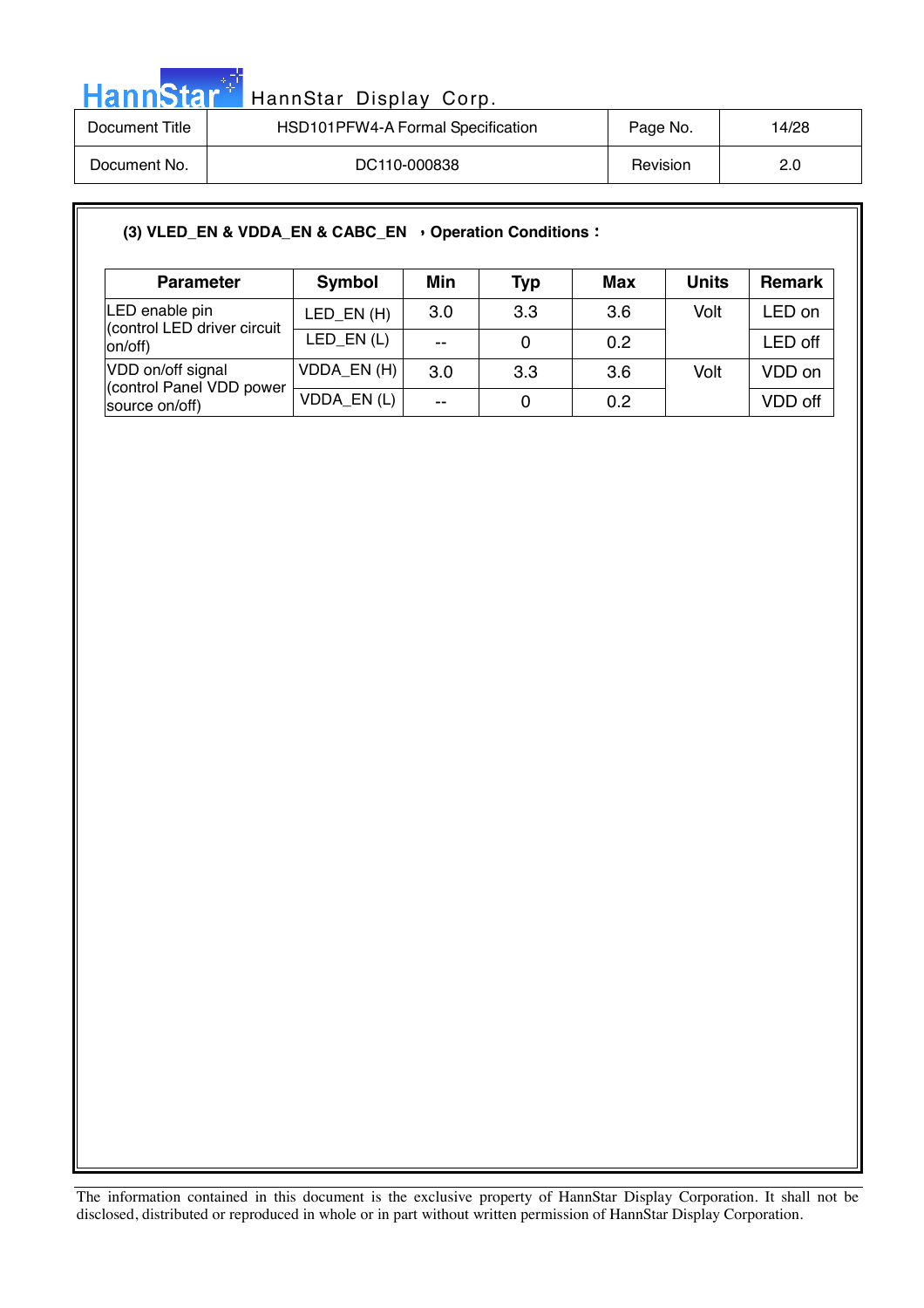**(3) VLED_EN & VDDA_EN & CABC_EN › Operation Conditions：**

| Parameter | Symbol | Min | Typ | Max | Units | Remark |
|---|---|---|---|---|---|---|
| LED enable pin (control LED driver circuit on/off) | LED_EN (H) | 3.0 | 3.3 | 3.6 | Volt | LED on |
| | LED_EN (L) | -- | 0 | 0.2 | | LED off |
| VDD on/off signal (control Panel VDD power source on/off) | VDDA_EN (H) | 3.0 | 3.3 | 3.6 | Volt | VDD on |
| | VDDA_EN (L) | -- | 0 | 0.2 | | VDD off |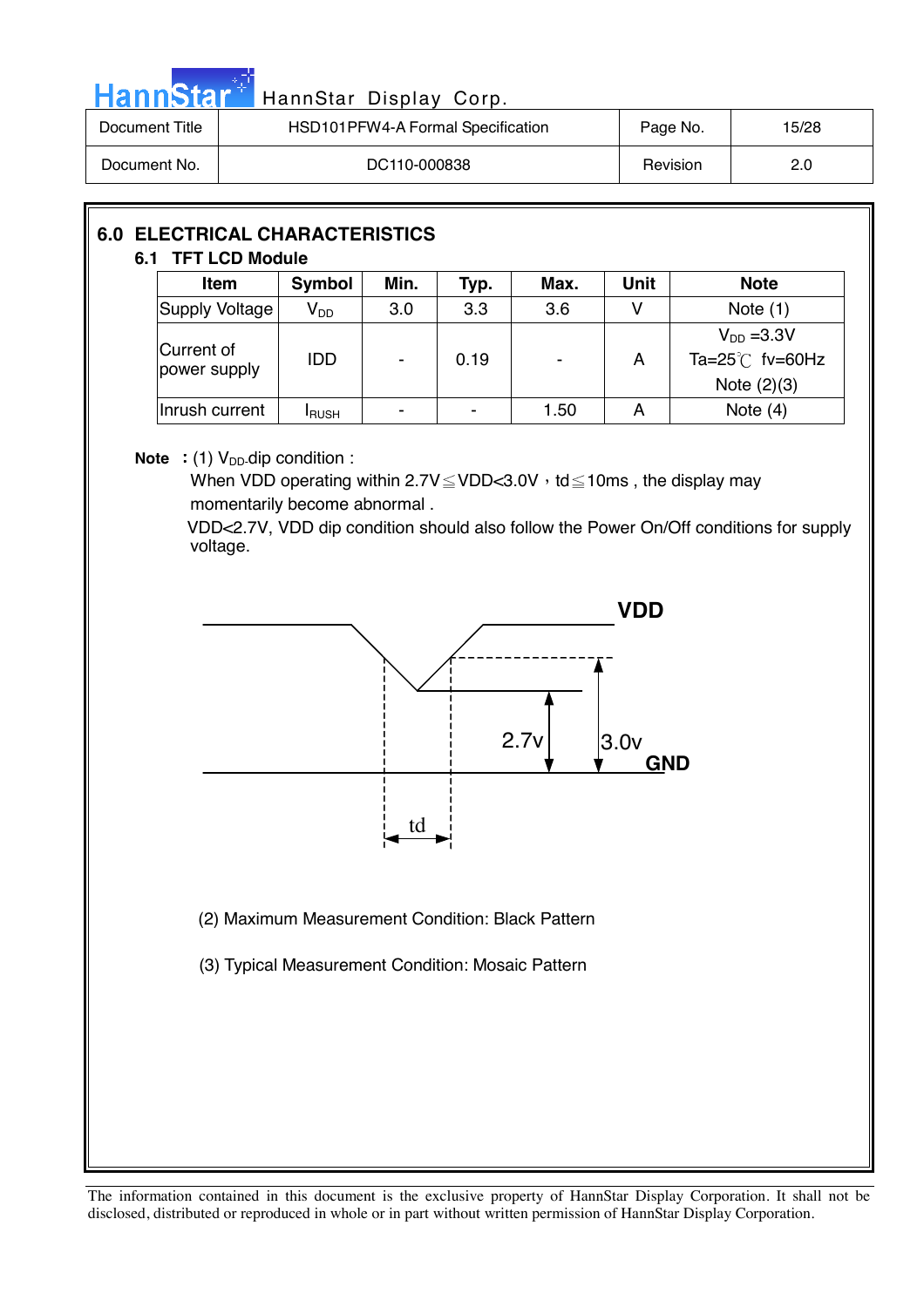## 6.0 ELECTRICAL CHARACTERISTICS

### 6.1 TFT LCD Module

| Item | Symbol | Min. | Typ. | Max. | Unit | Note |
|---|---|---|---|---|---|---|
| Supply Voltage | $V_{DD}$ | 3.0 | 3.3 | 3.6 | V | Note (1) |
| Current of power supply | IDD | - | 0.19 | - | A | $V_{DD}$ =3.3V Ta=25℃ fv=60Hz Note (2)(3) |
| Inrush current | $I_{RUSH}$ | - | - | 1.50 | A | Note (4) |

**Note** : (1) $V_{DD}$ dip condition :

When VDD operating within 2.7V≦VDD<3.0V，td≦10ms , the display may momentarily become abnormal .

VDD<2.7V, VDD dip condition should also follow the Power On/Off conditions for supply voltage.

VDD

2.7v

3.0v

GND

td

(2) Maximum Measurement Condition: Black Pattern

(3) Typical Measurement Condition: Mosaic Pattern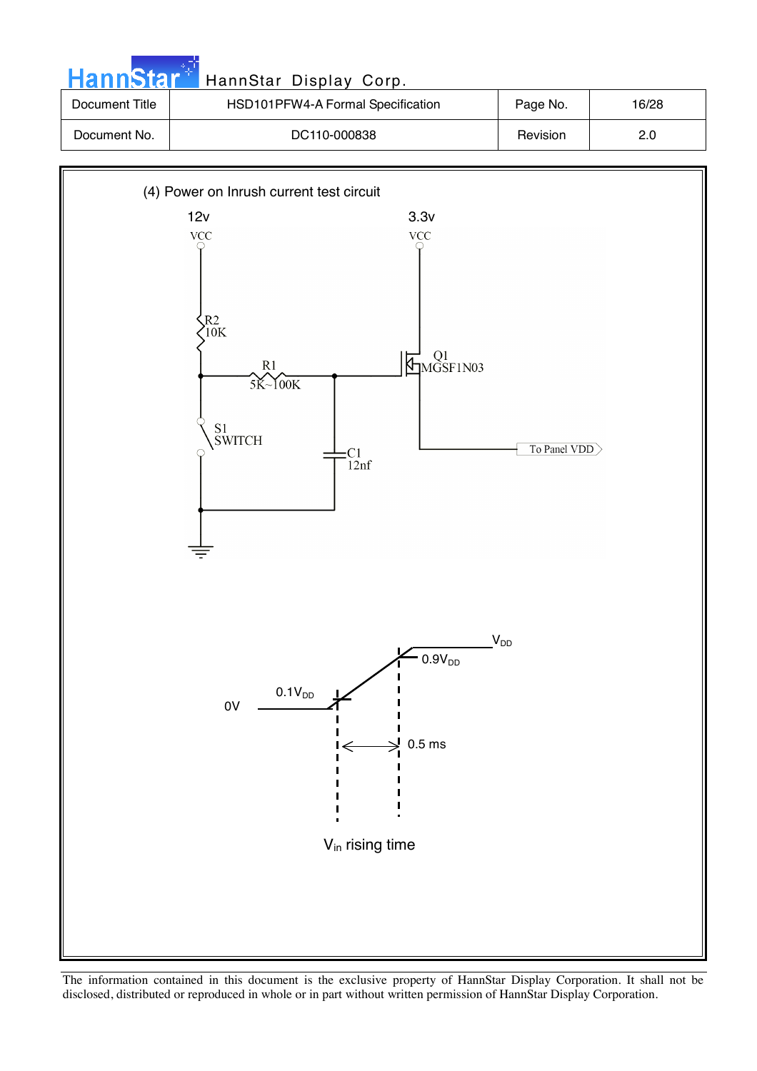(4) Power on Inrush current test circuit

12v VCC

3.3v VCC

R2 10K

R1 5K~100K

Q1 MGSF1N03

S1 SWITCH

C1 12nf

To Panel VDD

$V_{DD}$

$0.9V_{DD}$

$0.1V_{DD}$

0V

0.5 ms

$V_{in}$ rising time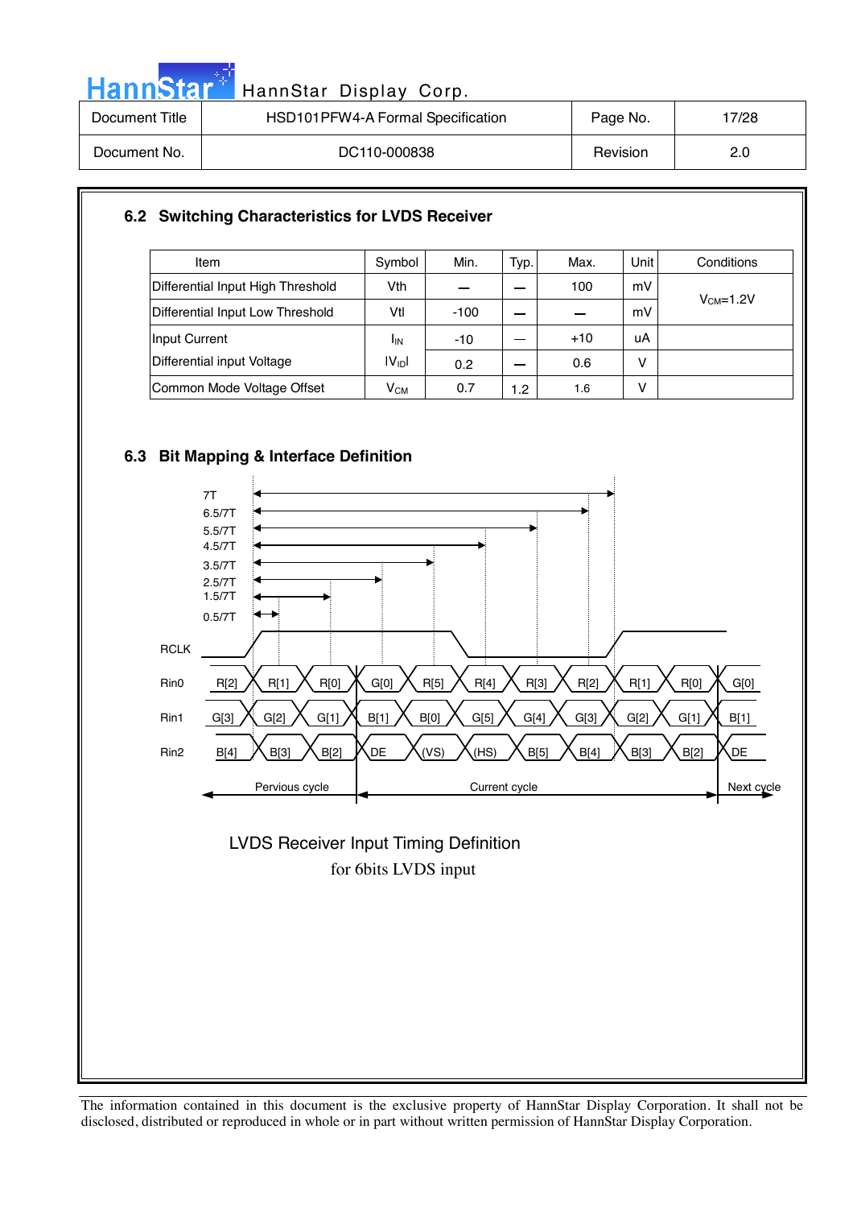## 6.2 Switching Characteristics for LVDS Receiver

| Item | Symbol | Min. | Typ. | Max. | Unit | Conditions |
|---|---|---|---|---|---|---|
| Differential Input High Threshold | Vth | — | — | 100 | mV | $V_{CM}$=1.2V |
| Differential Input Low Threshold | Vtl | -100 | — | — | mV | |
| Input Current | $I_{IN}$ | -10 | — | +10 | uA | |
| Differential input Voltage | $\|V_{ID}\|$ | 0.2 | — | 0.6 | V | |
| Common Mode Voltage Offset | $V_{CM}$ | 0.7 | 1.2 | 1.6 | V | |

## 6.3 Bit Mapping & Interface Definition

7T
6.5/7T
5.5/7T
4.5/7T
3.5/7T
2.5/7T
1.5/7T
0.5/7T

RCLK

| | | | | | | | | | | | |
|---|---|---|---|---|---|---|---|---|---|---|---|
| Rin0 | R[2] | R[1] | R[0] | G[0] | R[5] | R[4] | R[3] | R[2] | R[1] | R[0] | G[0] |
| Rin1 | G[3] | G[2] | G[1] | B[1] | B[0] | G[5] | G[4] | G[3] | G[2] | G[1] | B[1] |
| Rin2 | B[4] | B[3] | B[2] | DE | (VS) | (HS) | B[5] | B[4] | B[3] | B[2] | DE |

Pervious cycle | Current cycle | Next cycle

LVDS Receiver Input Timing Definition

for 6bits LVDS input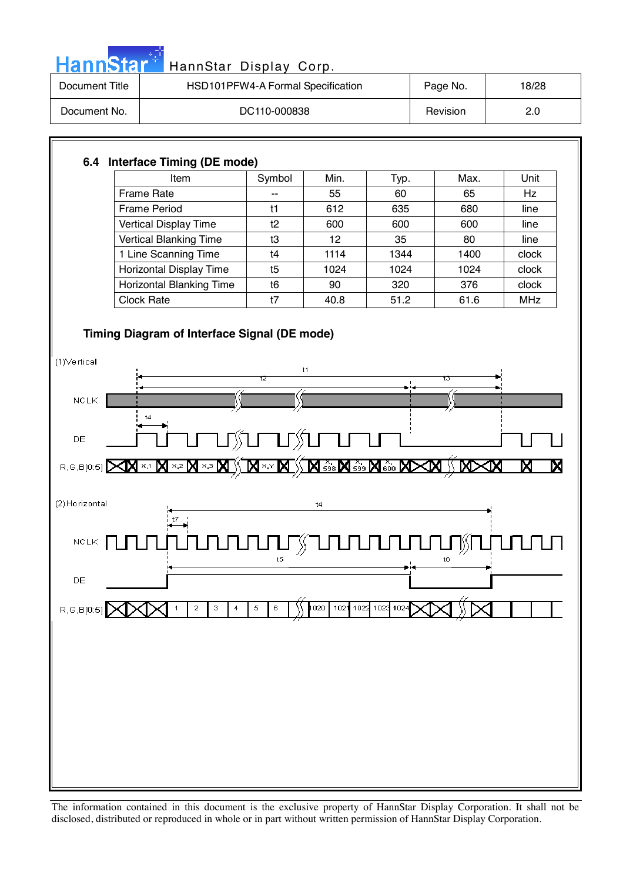## 6.4 Interface Timing (DE mode)

| Item | Symbol | Min. | Typ. | Max. | Unit |
|---|---|---|---|---|---|
| Frame Rate | -- | 55 | 60 | 65 | Hz |
| Frame Period | t1 | 612 | 635 | 680 | line |
| Vertical Display Time | t2 | 600 | 600 | 600 | line |
| Vertical Blanking Time | t3 | 12 | 35 | 80 | line |
| 1 Line Scanning Time | t4 | 1114 | 1344 | 1400 | clock |
| Horizontal Display Time | t5 | 1024 | 1024 | 1024 | clock |
| Horizontal Blanking Time | t6 | 90 | 320 | 376 | clock |
| Clock Rate | t7 | 40.8 | 51.2 | 61.6 | MHz |

### Timing Diagram of Interface Signal (DE mode)

(1)Vertical

t1, t2, t3, t4

NCLK

DE

R,G,B[0:5] X,1 X,2 X,3 X,Y X,598 X,599 X,600

(2)Horizontal

t4, t7, t5, t6

NCLK

DE

R,G,B[0:5] 1 2 3 4 5 6 1020 1021 1022 1023 1024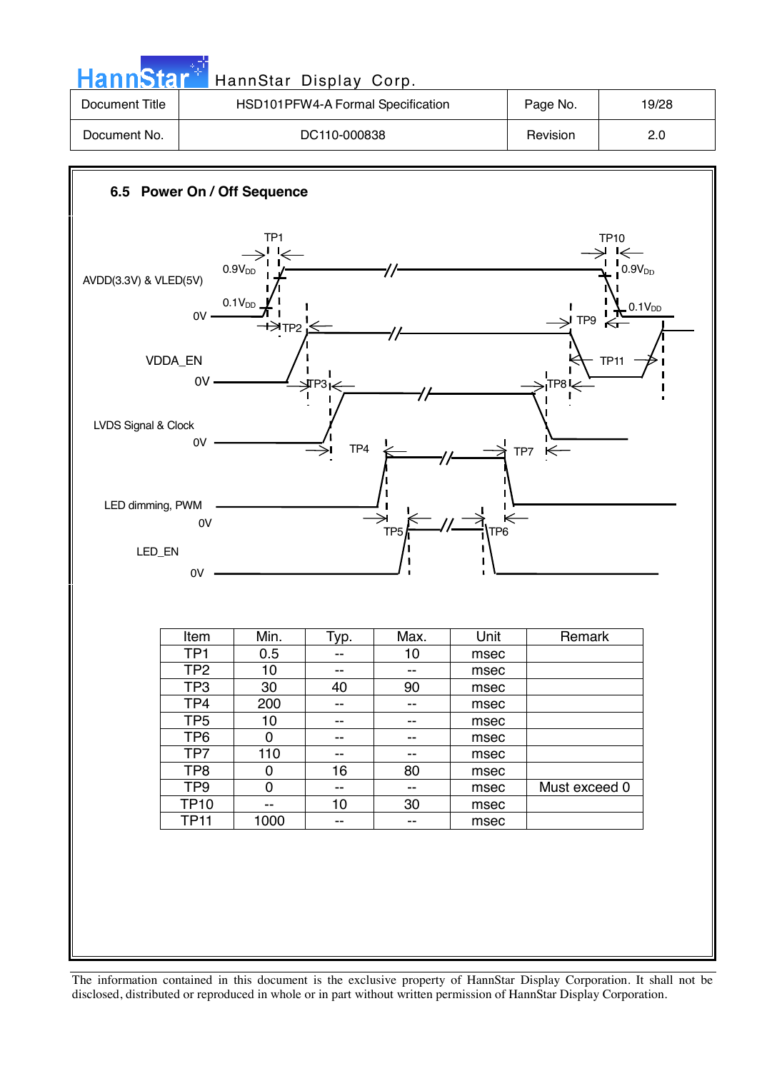### 6.5 Power On / Off Sequence

| Item | Min. | Typ. | Max. | Unit | Remark |
|---|---|---|---|---|---|
| TP1 | 0.5 | -- | 10 | msec | |
| TP2 | 10 | -- | -- | msec | |
| TP3 | 30 | 40 | 90 | msec | |
| TP4 | 200 | -- | -- | msec | |
| TP5 | 10 | -- | -- | msec | |
| TP6 | 0 | -- | -- | msec | |
| TP7 | 110 | -- | -- | msec | |
| TP8 | 0 | 16 | 80 | msec | |
| TP9 | 0 | -- | -- | msec | Must exceed 0 |
| TP10 | -- | 10 | 30 | msec | |
| TP11 | 1000 | -- | -- | msec | |

The information contained in this document is the exclusive property of HannStar Display Corporation. It shall not be disclosed, distributed or reproduced in whole or in part without written permission of HannStar Display Corporation.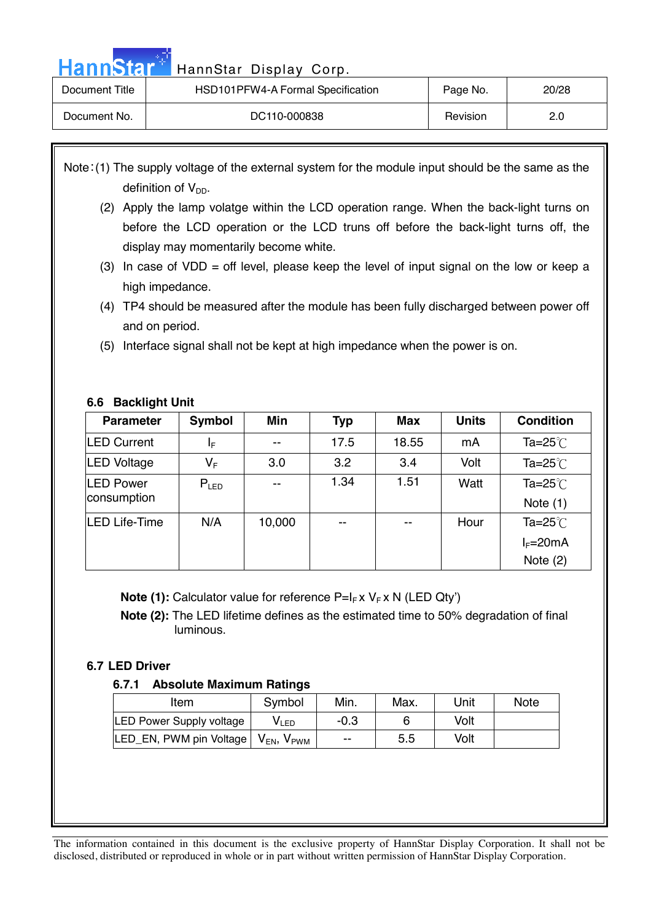Note：(1) The supply voltage of the external system for the module input should be the same as the definition of $V_{DD}$.

(2) Apply the lamp volatge within the LCD operation range. When the back-light turns on before the LCD operation or the LCD truns off before the back-light turns off, the display may momentarily become white.

(3) In case of VDD = off level, please keep the level of input signal on the low or keep a high impedance.

(4) TP4 should be measured after the module has been fully discharged between power off and on period.

(5) Interface signal shall not be kept at high impedance when the power is on.

### 6.6 Backlight Unit

| Parameter | Symbol | Min | Typ | Max | Units | Condition |
|---|---|---|---|---|---|---|
| LED Current | $I_F$ | -- | 17.5 | 18.55 | mA | Ta=25℃ |
| LED Voltage | $V_F$ | 3.0 | 3.2 | 3.4 | Volt | Ta=25℃ |
| LED Power consumption | $P_{LED}$ | -- | 1.34 | 1.51 | Watt | Ta=25℃ Note (1) |
| LED Life-Time | N/A | 10,000 | -- | -- | Hour | Ta=25℃ $I_F$=20mA Note (2) |

**Note (1):** Calculator value for reference $P=I_F \times V_F \times N$ (LED Qty')

**Note (2):** The LED lifetime defines as the estimated time to 50% degradation of final luminous.

### 6.7 LED Driver

#### 6.7.1 Absolute Maximum Ratings

| Item | Symbol | Min. | Max. | Unit | Note |
|---|---|---|---|---|---|
| LED Power Supply voltage | $V_{LED}$ | -0.3 | 6 | Volt | |
| LED_EN, PWM pin Voltage | $V_{EN}$, $V_{PWM}$ | -- | 5.5 | Volt | |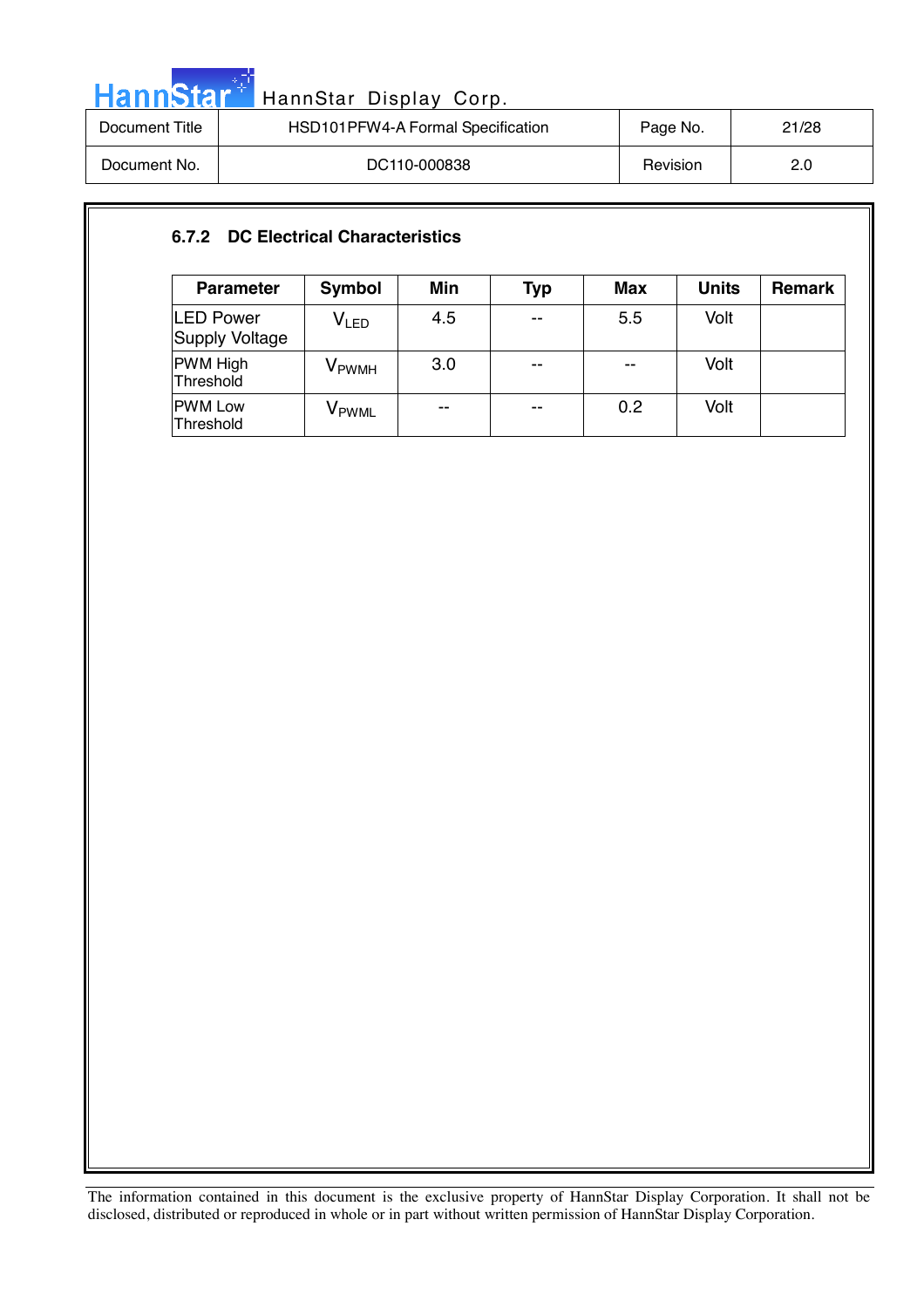### 6.7.2 DC Electrical Characteristics

| Parameter | Symbol | Min | Typ | Max | Units | Remark |
|---|---|---|---|---|---|---|
| LED Power Supply Voltage | $V_{LED}$ | 4.5 | -- | 5.5 | Volt | |
| PWM High Threshold | $V_{PWMH}$ | 3.0 | -- | -- | Volt | |
| PWM Low Threshold | $V_{PWML}$ | -- | -- | 0.2 | Volt | |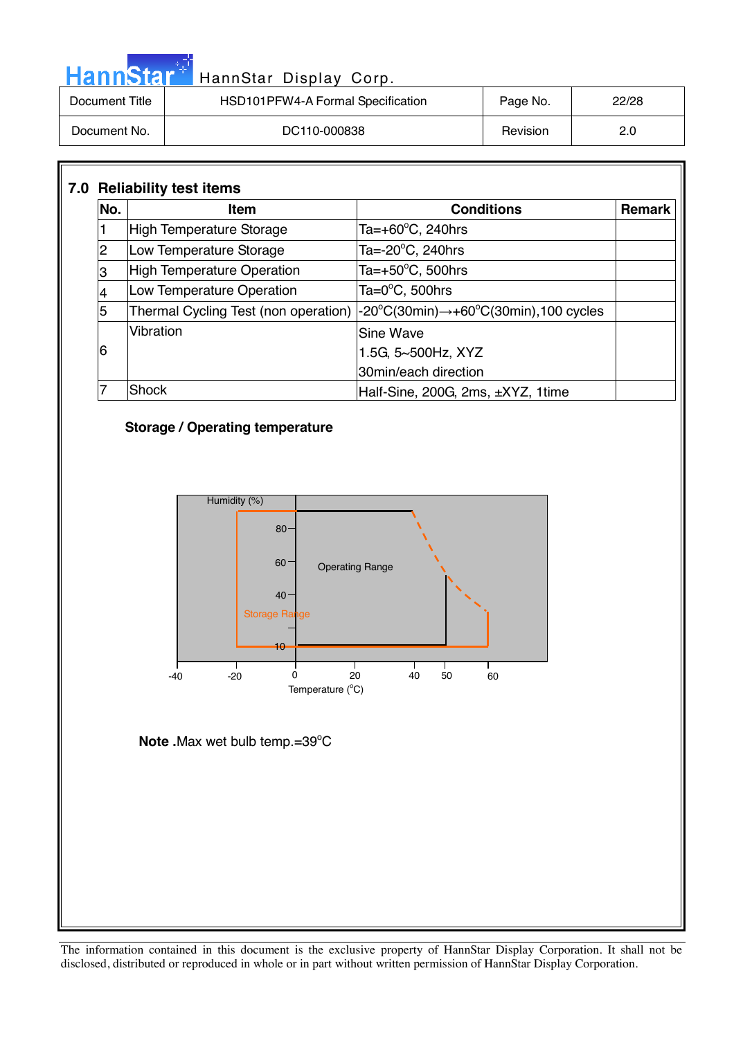## 7.0 Reliability test items

| No. | Item | Conditions | Remark |
|---|---|---|---|
| 1 | High Temperature Storage | Ta=+60°C, 240hrs | |
| 2 | Low Temperature Storage | Ta=-20°C, 240hrs | |
| 3 | High Temperature Operation | Ta=+50°C, 500hrs | |
| 4 | Low Temperature Operation | Ta=0°C, 500hrs | |
| 5 | Thermal Cycling Test (non operation) | -20°C(30min)→+60°C(30min),100 cycles | |
| 6 | Vibration | Sine Wave<br>1.5G, 5~500Hz, XYZ<br>30min/each direction | |
| 7 | Shock | Half-Sine, 200G, 2ms, ±XYZ, 1time | |

**Storage / Operating temperature**

Humidity (%)

80
60
40
10

Operating Range

Storage Range

-40 -20 0 20 40 50 60

Temperature (°C)

**Note .**Max wet bulb temp.=39°C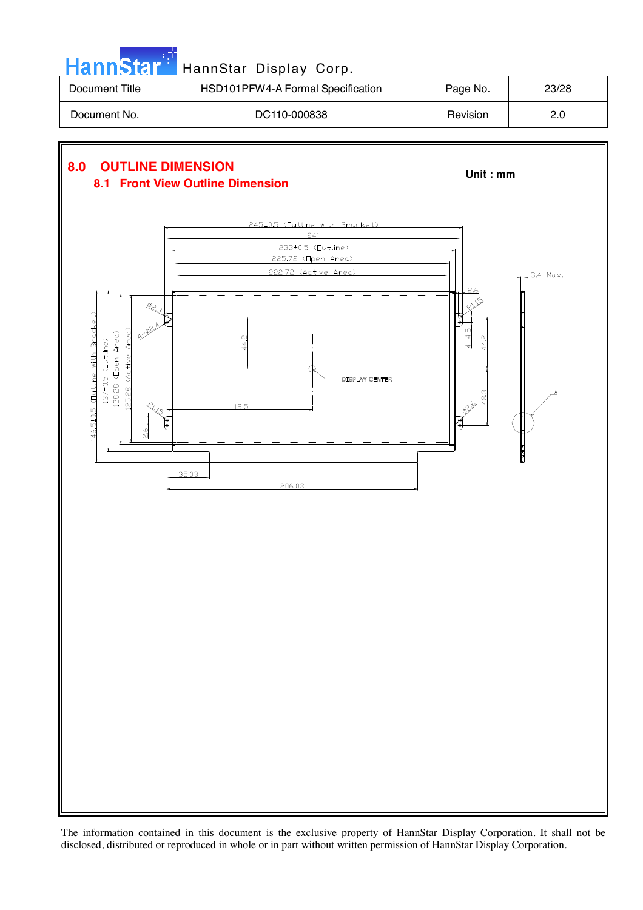## 8.0 OUTLINE DIMENSION

Unit : mm

### 8.1 Front View Outline Dimension

245±0.5 (Outline with Bracket)

241

233±0.5 (Outline)

225.72 (Open Area)

222.72 (Active Area)

3.4 Max.

2.6

R1.15

4-4.5

44.2

48.3

Ø2.6

Ø2.3

4-Ø2.4

44.2

119.5

DISPLAY CENTER

R1.15

2.6

146.5±0.5 (Outline with Bracket)

137±0.5 (Outline)

128.28 (Open Area)

125.28 (Active Area)

35.03

206.03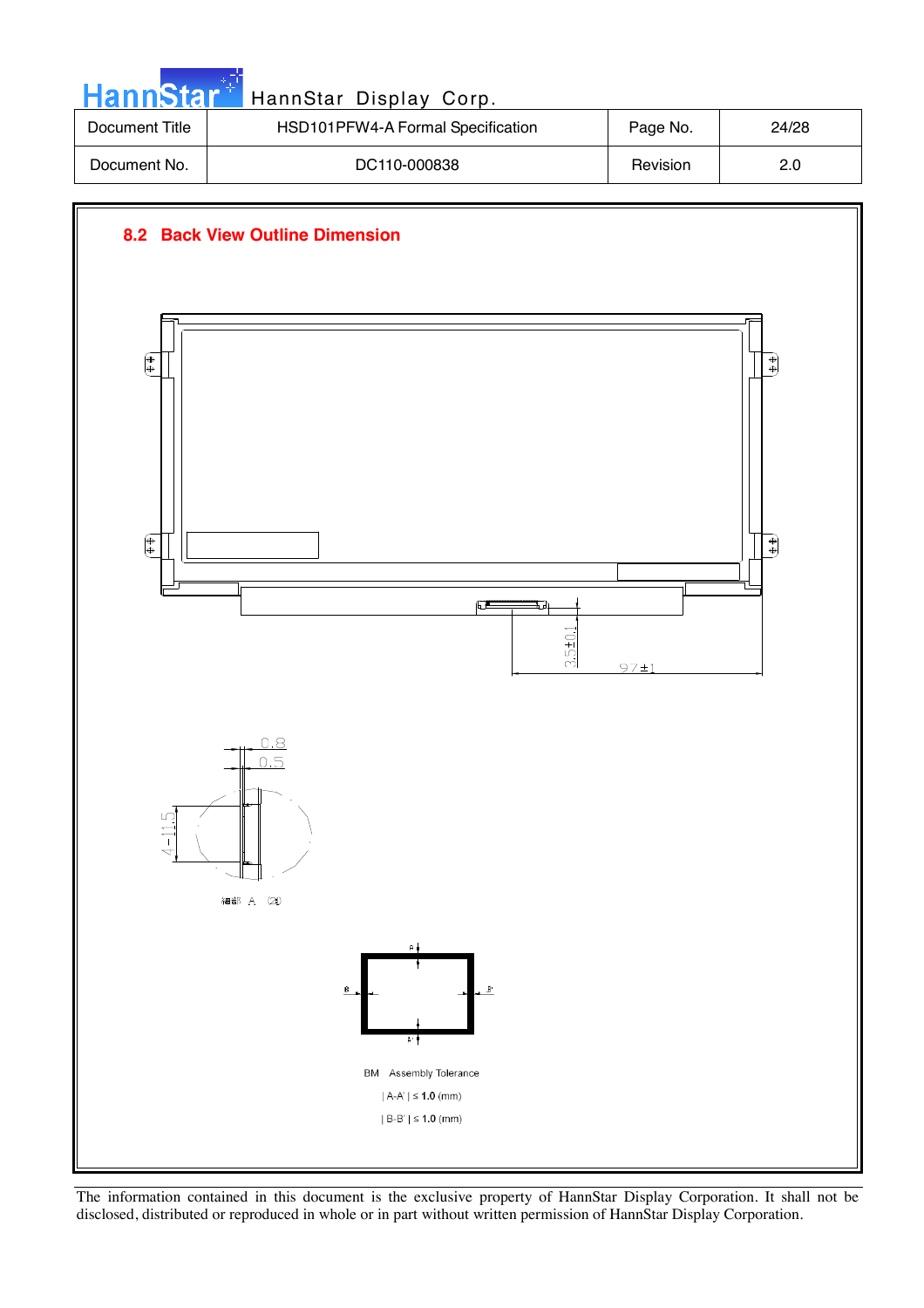## 8.2 Back View Outline Dimension

3.5±0.1

97±1

0.8

0.5

4-11.5

細部 A (2:1)

BM Assembly Tolerance

| A-A' | ≤ 1.0 (mm)

| B-B' | ≤ 1.0 (mm)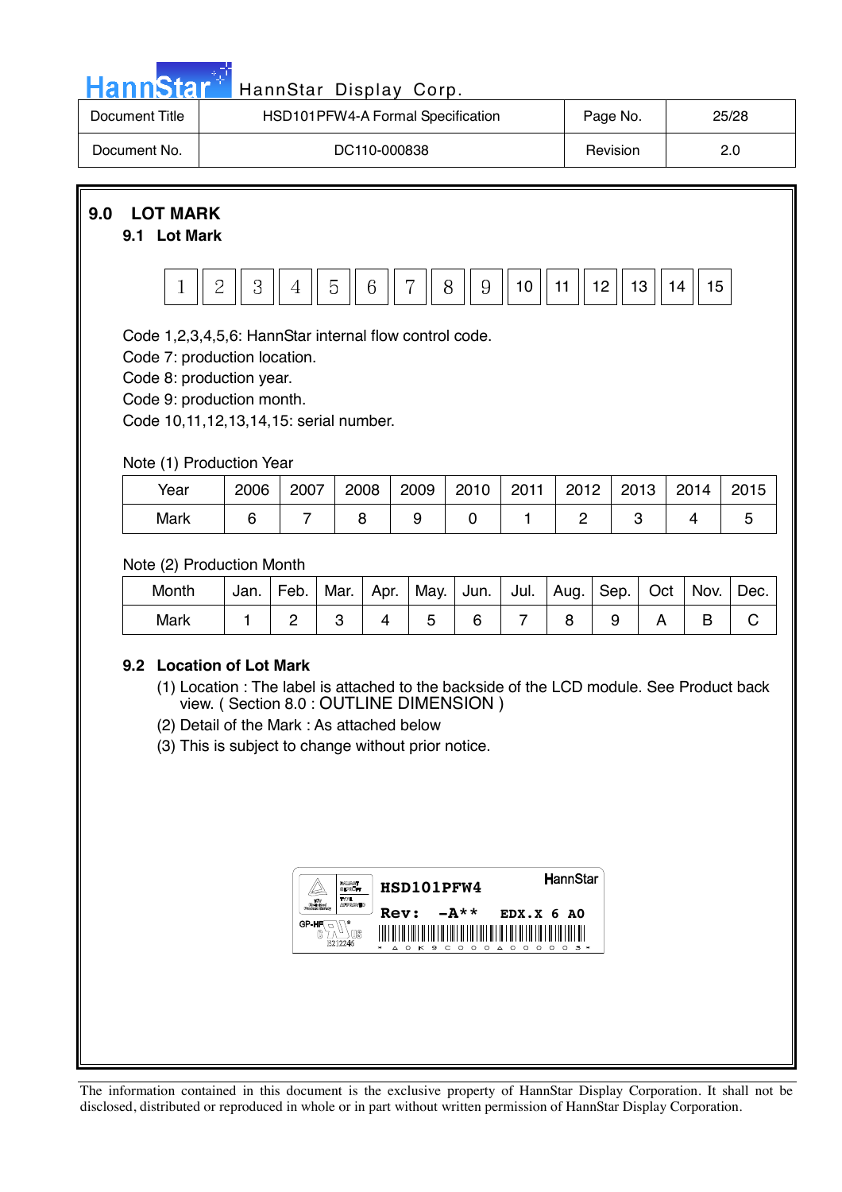# 9.0 LOT MARK

## 9.1 Lot Mark

| 1 | 2 | 3 | 4 | 5 | 6 | 7 | 8 | 9 | 10 | 11 | 12 | 13 | 14 | 15 |
|---|---|---|---|---|---|---|---|---|---|---|---|---|---|---|

Code 1,2,3,4,5,6: HannStar internal flow control code.
Code 7: production location.
Code 8: production year.
Code 9: production month.
Code 10,11,12,13,14,15: serial number.

Note (1) Production Year

| Year | 2006 | 2007 | 2008 | 2009 | 2010 | 2011 | 2012 | 2013 | 2014 | 2015 |
|---|---|---|---|---|---|---|---|---|---|---|
| Mark | 6 | 7 | 8 | 9 | 0 | 1 | 2 | 3 | 4 | 5 |

Note (2) Production Month

| Month | Jan. | Feb. | Mar. | Apr. | May. | Jun. | Jul. | Aug. | Sep. | Oct | Nov. | Dec. |
|---|---|---|---|---|---|---|---|---|---|---|---|---|
| Mark | 1 | 2 | 3 | 4 | 5 | 6 | 7 | 8 | 9 | A | B | C |

## 9.2 Location of Lot Mark

(1) Location : The label is attached to the backside of the LCD module. See Product back view. ( Section 8.0 : OUTLINE DIMENSION )

(2) Detail of the Mark : As attached below

(3) This is subject to change without prior notice.

HSD101PFW4 HannStar
Rev: -A** EDX.X 6 A0
GP-HF E212246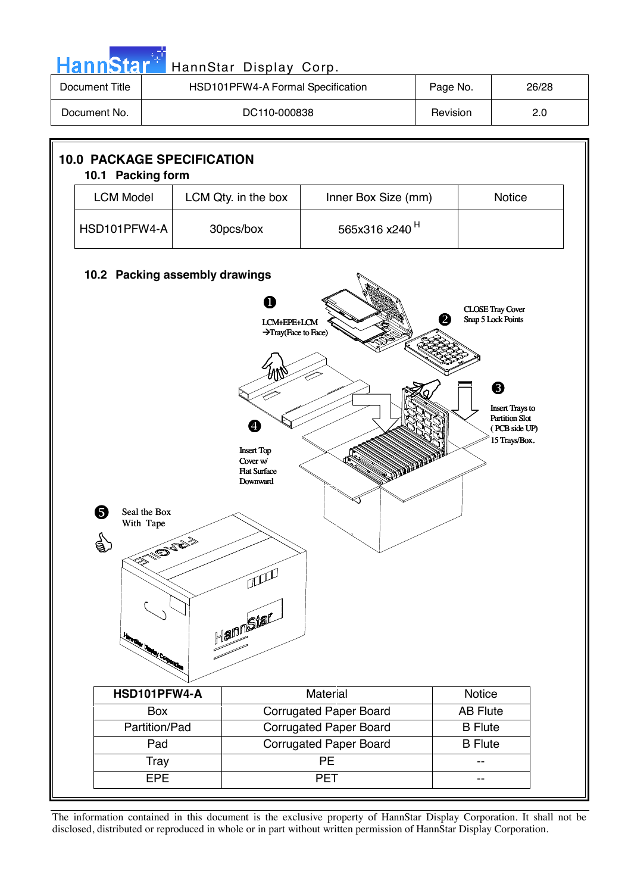## 10.0 PACKAGE SPECIFICATION

### 10.1 Packing form

| LCM Model | LCM Qty. in the box | Inner Box Size (mm) | Notice |
|---|---|---|---|
| HSD101PFW4-A | 30pcs/box | 565x316 x240 H | |

### 10.2 Packing assembly drawings

❶ LCM+EPE+LCM →Tray(Face to Face)

❷ CLOSE Tray Cover Snap 5 Lock Points

❸ Insert Trays to Partition Slot ( PCB side UP) 15 Trays/Box.

❹ Insert Top Cover w/ Flat Surface Downward

❺ Seal the Box With Tape

| HSD101PFW4-A | Material | Notice |
|---|---|---|
| Box | Corrugated Paper Board | AB Flute |
| Partition/Pad | Corrugated Paper Board | B Flute |
| Pad | Corrugated Paper Board | B Flute |
| Tray | PE | -- |
| EPE | PET | -- |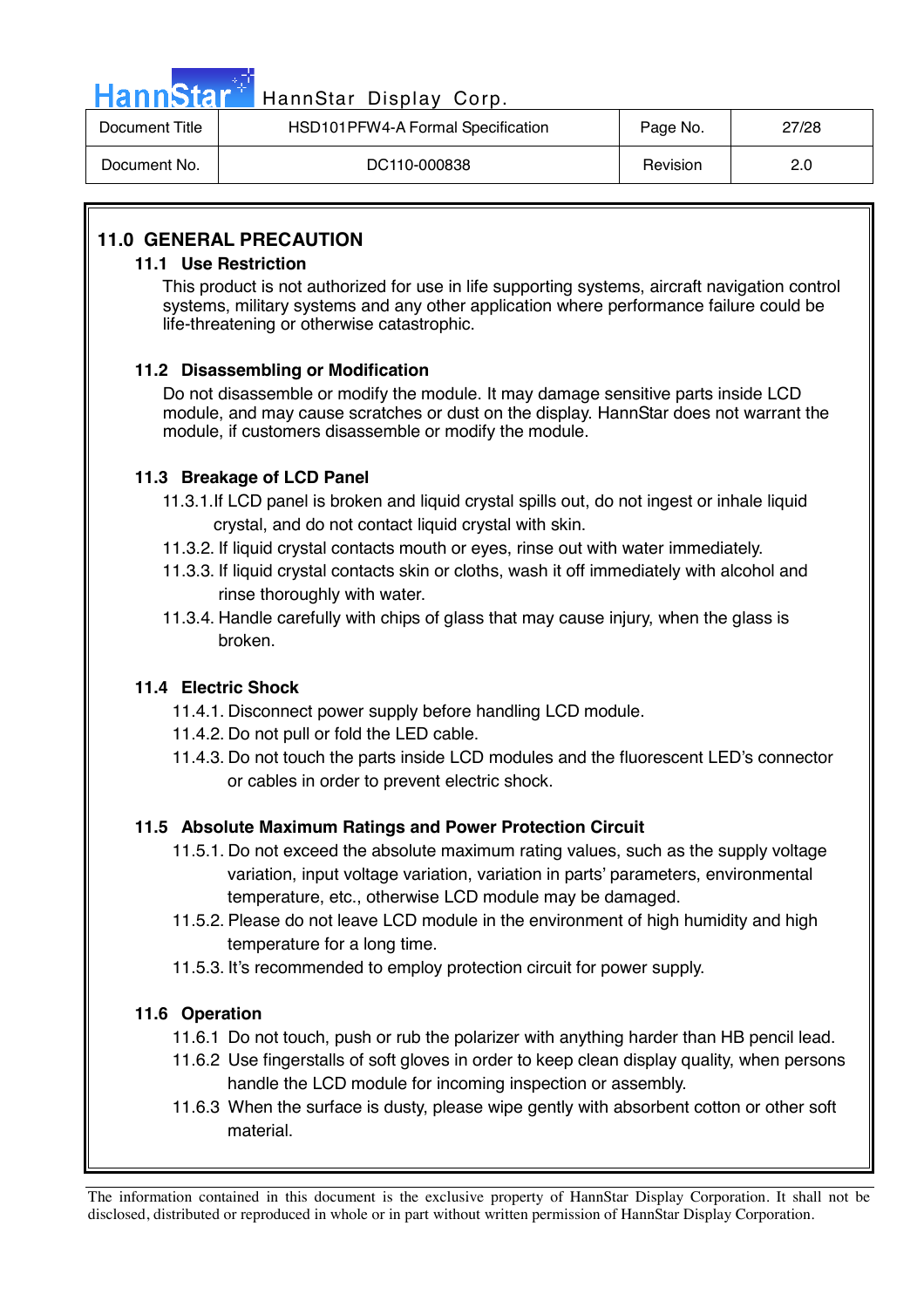## 11.0 GENERAL PRECAUTION

### 11.1 Use Restriction

This product is not authorized for use in life supporting systems, aircraft navigation control systems, military systems and any other application where performance failure could be life-threatening or otherwise catastrophic.

### 11.2 Disassembling or Modification

Do not disassemble or modify the module. It may damage sensitive parts inside LCD module, and may cause scratches or dust on the display. HannStar does not warrant the module, if customers disassemble or modify the module.

### 11.3 Breakage of LCD Panel

11.3.1.If LCD panel is broken and liquid crystal spills out, do not ingest or inhale liquid crystal, and do not contact liquid crystal with skin.

11.3.2. If liquid crystal contacts mouth or eyes, rinse out with water immediately.

11.3.3. If liquid crystal contacts skin or cloths, wash it off immediately with alcohol and rinse thoroughly with water.

11.3.4. Handle carefully with chips of glass that may cause injury, when the glass is broken.

### 11.4 Electric Shock

11.4.1. Disconnect power supply before handling LCD module.

11.4.2. Do not pull or fold the LED cable.

11.4.3. Do not touch the parts inside LCD modules and the fluorescent LED's connector or cables in order to prevent electric shock.

### 11.5 Absolute Maximum Ratings and Power Protection Circuit

11.5.1. Do not exceed the absolute maximum rating values, such as the supply voltage variation, input voltage variation, variation in parts' parameters, environmental temperature, etc., otherwise LCD module may be damaged.

11.5.2. Please do not leave LCD module in the environment of high humidity and high temperature for a long time.

11.5.3. It's recommended to employ protection circuit for power supply.

### 11.6 Operation

11.6.1 Do not touch, push or rub the polarizer with anything harder than HB pencil lead.

11.6.2 Use fingerstalls of soft gloves in order to keep clean display quality, when persons handle the LCD module for incoming inspection or assembly.

11.6.3 When the surface is dusty, please wipe gently with absorbent cotton or other soft material.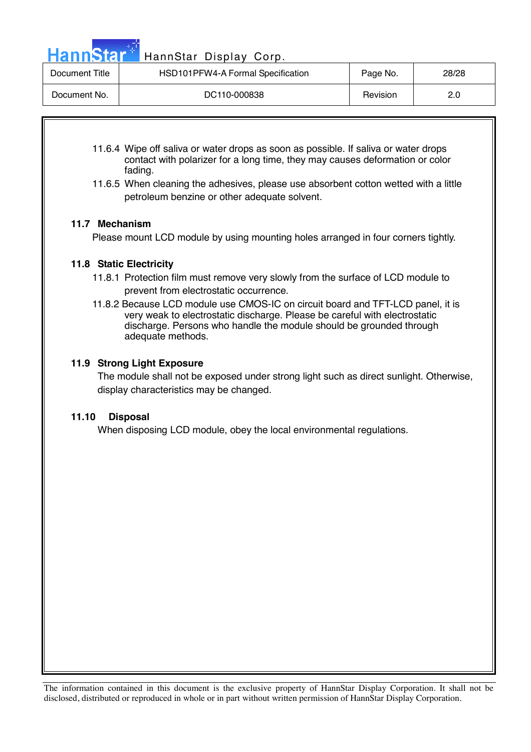11.6.4 Wipe off saliva or water drops as soon as possible. If saliva or water drops contact with polarizer for a long time, they may causes deformation or color fading.

11.6.5 When cleaning the adhesives, please use absorbent cotton wetted with a little petroleum benzine or other adequate solvent.

### 11.7 Mechanism

Please mount LCD module by using mounting holes arranged in four corners tightly.

### 11.8 Static Electricity

11.8.1 Protection film must remove very slowly from the surface of LCD module to prevent from electrostatic occurrence.

11.8.2 Because LCD module use CMOS-IC on circuit board and TFT-LCD panel, it is very weak to electrostatic discharge. Please be careful with electrostatic discharge. Persons who handle the module should be grounded through adequate methods.

### 11.9 Strong Light Exposure

The module shall not be exposed under strong light such as direct sunlight. Otherwise, display characteristics may be changed.

### 11.10 Disposal

When disposing LCD module, obey the local environmental regulations.